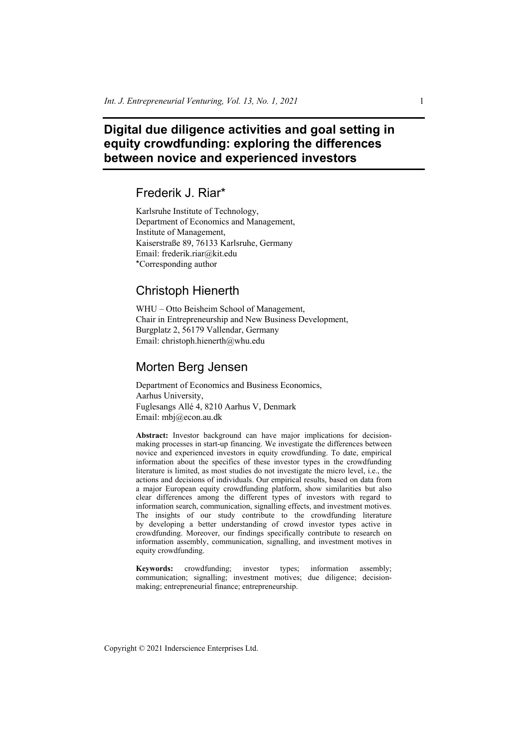# Digital due diligence activities and goal setting in equity crowdfunding: exploring the differences between novice and experienced investors

## Frederik J. Riar*

Karlsruhe Institute of Technology,
Department of Economics and Management,
Institute of Management,
Kaiserstraße 89, 76133 Karlsruhe, Germany
Email: frederik.riar@kit.edu
*Corresponding author

## Christoph Hienerth

WHU – Otto Beisheim School of Management,
Chair in Entrepreneurship and New Business Development,
Burgplatz 2, 56179 Vallendar, Germany
Email: christoph.hienerth@whu.edu

## Morten Berg Jensen

Department of Economics and Business Economics,
Aarhus University,
Fuglesangs Allé 4, 8210 Aarhus V, Denmark
Email: mbj@econ.au.dk

**Abstract:** Investor background can have major implications for decision-making processes in start-up financing. We investigate the differences between novice and experienced investors in equity crowdfunding. To date, empirical information about the specifics of these investor types in the crowdfunding literature is limited, as most studies do not investigate the micro level, i.e., the actions and decisions of individuals. Our empirical results, based on data from a major European equity crowdfunding platform, show similarities but also clear differences among the different types of investors with regard to information search, communication, signalling effects, and investment motives. The insights of our study contribute to the crowdfunding literature by developing a better understanding of crowd investor types active in crowdfunding. Moreover, our findings specifically contribute to research on information assembly, communication, signalling, and investment motives in equity crowdfunding.

**Keywords:** crowdfunding; investor types; information assembly; communication; signalling; investment motives; due diligence; decision-making; entrepreneurial finance; entrepreneurship.

Copyright © 2021 Inderscience Enterprises Ltd.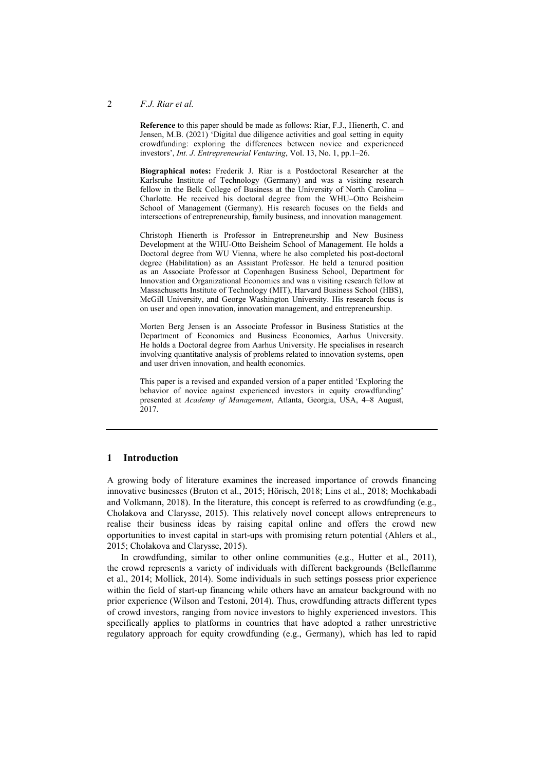**Reference** to this paper should be made as follows: Riar, F.J., Hienerth, C. and Jensen, M.B. (2021) 'Digital due diligence activities and goal setting in equity crowdfunding: exploring the differences between novice and experienced investors', *Int. J. Entrepreneurial Venturing*, Vol. 13, No. 1, pp.1–26.

**Biographical notes:** Frederik J. Riar is a Postdoctoral Researcher at the Karlsruhe Institute of Technology (Germany) and was a visiting research fellow in the Belk College of Business at the University of North Carolina – Charlotte. He received his doctoral degree from the WHU–Otto Beisheim School of Management (Germany). His research focuses on the fields and intersections of entrepreneurship, family business, and innovation management.

Christoph Hienerth is Professor in Entrepreneurship and New Business Development at the WHU-Otto Beisheim School of Management. He holds a Doctoral degree from WU Vienna, where he also completed his post-doctoral degree (Habilitation) as an Assistant Professor. He held a tenured position as an Associate Professor at Copenhagen Business School, Department for Innovation and Organizational Economics and was a visiting research fellow at Massachusetts Institute of Technology (MIT), Harvard Business School (HBS), McGill University, and George Washington University. His research focus is on user and open innovation, innovation management, and entrepreneurship.

Morten Berg Jensen is an Associate Professor in Business Statistics at the Department of Economics and Business Economics, Aarhus University. He holds a Doctoral degree from Aarhus University. He specialises in research involving quantitative analysis of problems related to innovation systems, open and user driven innovation, and health economics.

This paper is a revised and expanded version of a paper entitled 'Exploring the behavior of novice against experienced investors in equity crowdfunding' presented at *Academy of Management*, Atlanta, Georgia, USA, 4–8 August, 2017.

## 1 Introduction

A growing body of literature examines the increased importance of crowds financing innovative businesses (Bruton et al., 2015; Hörisch, 2018; Lins et al., 2018; Mochkabadi and Volkmann, 2018). In the literature, this concept is referred to as crowdfunding (e.g., Cholakova and Clarysse, 2015). This relatively novel concept allows entrepreneurs to realise their business ideas by raising capital online and offers the crowd new opportunities to invest capital in start-ups with promising return potential (Ahlers et al., 2015; Cholakova and Clarysse, 2015).

In crowdfunding, similar to other online communities (e.g., Hutter et al., 2011), the crowd represents a variety of individuals with different backgrounds (Belleflamme et al., 2014; Mollick, 2014). Some individuals in such settings possess prior experience within the field of start-up financing while others have an amateur background with no prior experience (Wilson and Testoni, 2014). Thus, crowdfunding attracts different types of crowd investors, ranging from novice investors to highly experienced investors. This specifically applies to platforms in countries that have adopted a rather unrestrictive regulatory approach for equity crowdfunding (e.g., Germany), which has led to rapid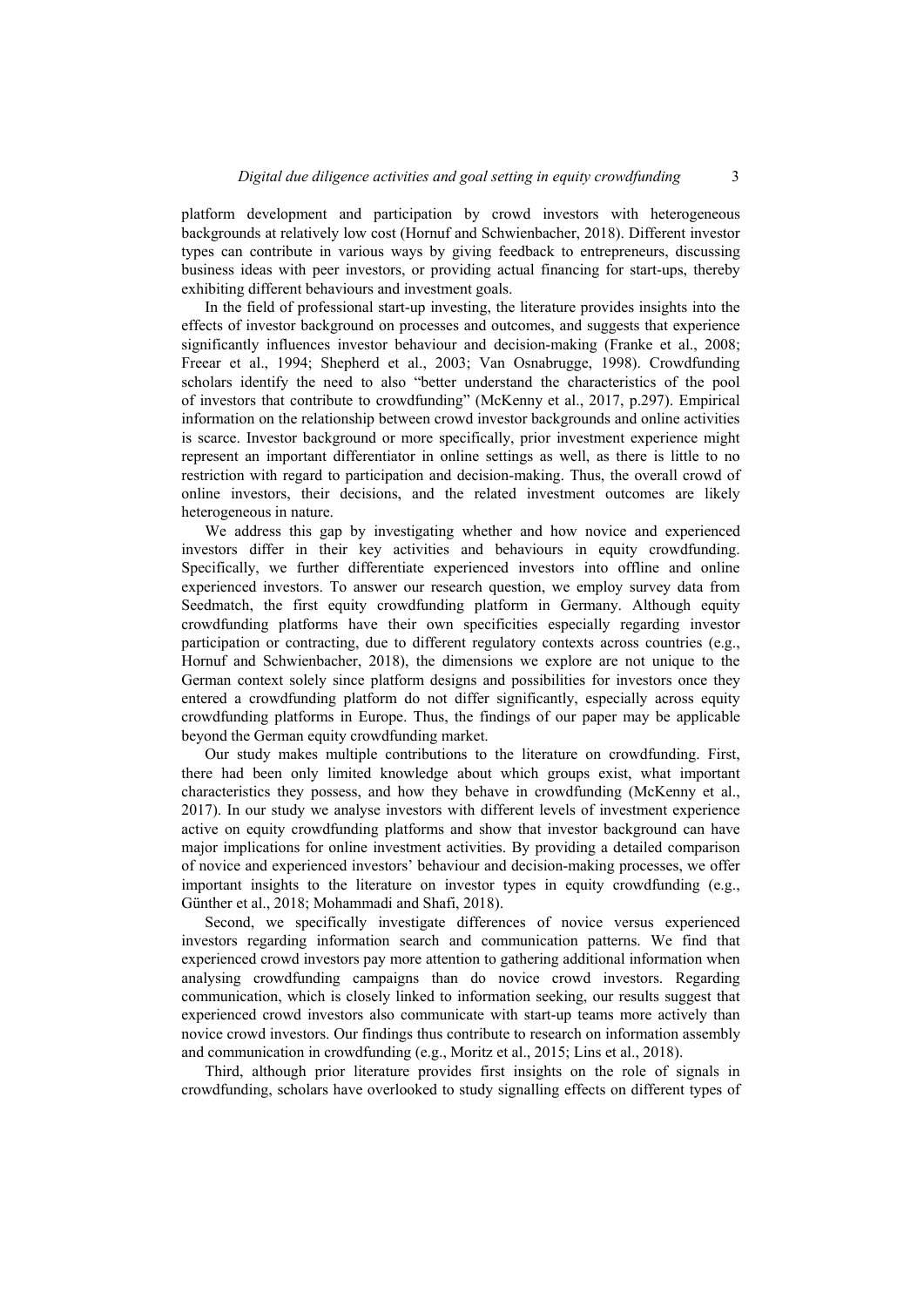platform development and participation by crowd investors with heterogeneous backgrounds at relatively low cost (Hornuf and Schwienbacher, 2018). Different investor types can contribute in various ways by giving feedback to entrepreneurs, discussing business ideas with peer investors, or providing actual financing for start-ups, thereby exhibiting different behaviours and investment goals.

In the field of professional start-up investing, the literature provides insights into the effects of investor background on processes and outcomes, and suggests that experience significantly influences investor behaviour and decision-making (Franke et al., 2008; Freear et al., 1994; Shepherd et al., 2003; Van Osnabrugge, 1998). Crowdfunding scholars identify the need to also "better understand the characteristics of the pool of investors that contribute to crowdfunding" (McKenny et al., 2017, p.297). Empirical information on the relationship between crowd investor backgrounds and online activities is scarce. Investor background or more specifically, prior investment experience might represent an important differentiator in online settings as well, as there is little to no restriction with regard to participation and decision-making. Thus, the overall crowd of online investors, their decisions, and the related investment outcomes are likely heterogeneous in nature.

We address this gap by investigating whether and how novice and experienced investors differ in their key activities and behaviours in equity crowdfunding. Specifically, we further differentiate experienced investors into offline and online experienced investors. To answer our research question, we employ survey data from Seedmatch, the first equity crowdfunding platform in Germany. Although equity crowdfunding platforms have their own specificities especially regarding investor participation or contracting, due to different regulatory contexts across countries (e.g., Hornuf and Schwienbacher, 2018), the dimensions we explore are not unique to the German context solely since platform designs and possibilities for investors once they entered a crowdfunding platform do not differ significantly, especially across equity crowdfunding platforms in Europe. Thus, the findings of our paper may be applicable beyond the German equity crowdfunding market.

Our study makes multiple contributions to the literature on crowdfunding. First, there had been only limited knowledge about which groups exist, what important characteristics they possess, and how they behave in crowdfunding (McKenny et al., 2017). In our study we analyse investors with different levels of investment experience active on equity crowdfunding platforms and show that investor background can have major implications for online investment activities. By providing a detailed comparison of novice and experienced investors' behaviour and decision-making processes, we offer important insights to the literature on investor types in equity crowdfunding (e.g., Günther et al., 2018; Mohammadi and Shafi, 2018).

Second, we specifically investigate differences of novice versus experienced investors regarding information search and communication patterns. We find that experienced crowd investors pay more attention to gathering additional information when analysing crowdfunding campaigns than do novice crowd investors. Regarding communication, which is closely linked to information seeking, our results suggest that experienced crowd investors also communicate with start-up teams more actively than novice crowd investors. Our findings thus contribute to research on information assembly and communication in crowdfunding (e.g., Moritz et al., 2015; Lins et al., 2018).

Third, although prior literature provides first insights on the role of signals in crowdfunding, scholars have overlooked to study signalling effects on different types of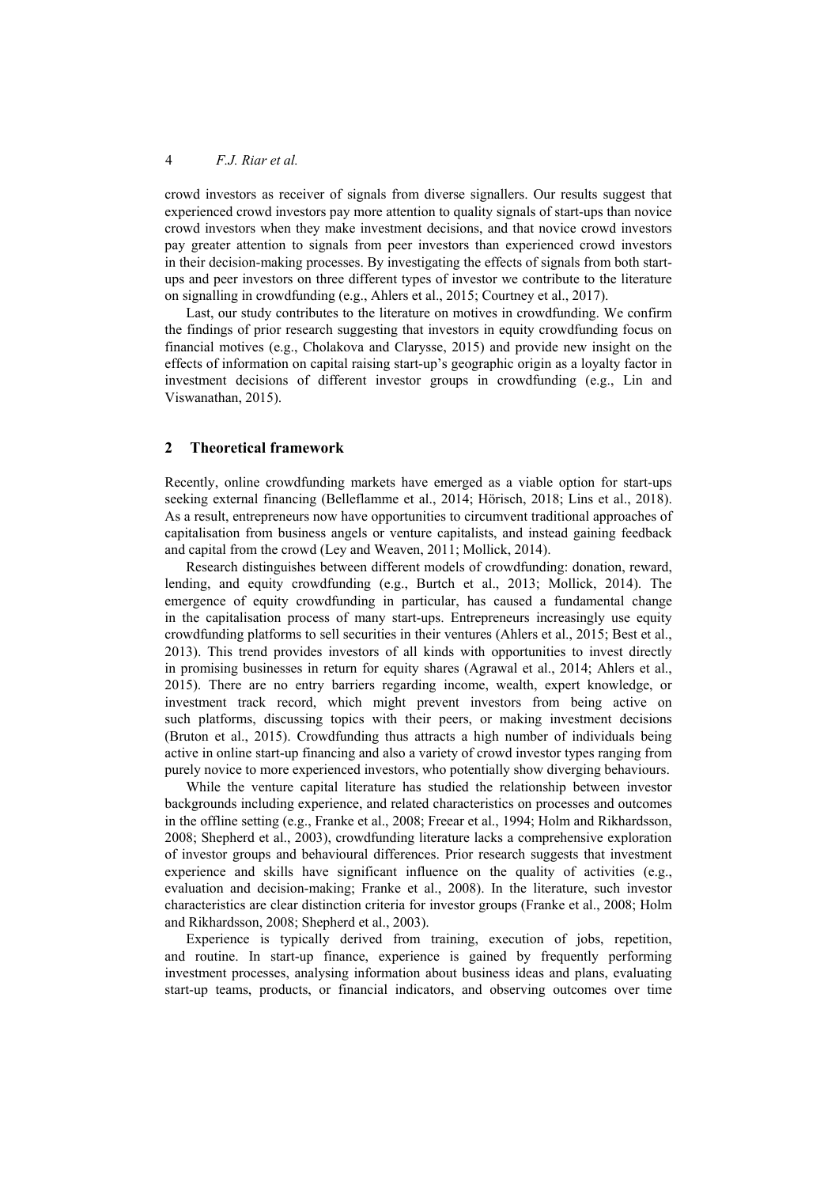crowd investors as receiver of signals from diverse signallers. Our results suggest that experienced crowd investors pay more attention to quality signals of start-ups than novice crowd investors when they make investment decisions, and that novice crowd investors pay greater attention to signals from peer investors than experienced crowd investors in their decision-making processes. By investigating the effects of signals from both start-ups and peer investors on three different types of investor we contribute to the literature on signalling in crowdfunding (e.g., Ahlers et al., 2015; Courtney et al., 2017).

Last, our study contributes to the literature on motives in crowdfunding. We confirm the findings of prior research suggesting that investors in equity crowdfunding focus on financial motives (e.g., Cholakova and Clarysse, 2015) and provide new insight on the effects of information on capital raising start-up's geographic origin as a loyalty factor in investment decisions of different investor groups in crowdfunding (e.g., Lin and Viswanathan, 2015).

## 2 Theoretical framework

Recently, online crowdfunding markets have emerged as a viable option for start-ups seeking external financing (Belleflamme et al., 2014; Hörisch, 2018; Lins et al., 2018). As a result, entrepreneurs now have opportunities to circumvent traditional approaches of capitalisation from business angels or venture capitalists, and instead gaining feedback and capital from the crowd (Ley and Weaven, 2011; Mollick, 2014).

Research distinguishes between different models of crowdfunding: donation, reward, lending, and equity crowdfunding (e.g., Burtch et al., 2013; Mollick, 2014). The emergence of equity crowdfunding in particular, has caused a fundamental change in the capitalisation process of many start-ups. Entrepreneurs increasingly use equity crowdfunding platforms to sell securities in their ventures (Ahlers et al., 2015; Best et al., 2013). This trend provides investors of all kinds with opportunities to invest directly in promising businesses in return for equity shares (Agrawal et al., 2014; Ahlers et al., 2015). There are no entry barriers regarding income, wealth, expert knowledge, or investment track record, which might prevent investors from being active on such platforms, discussing topics with their peers, or making investment decisions (Bruton et al., 2015). Crowdfunding thus attracts a high number of individuals being active in online start-up financing and also a variety of crowd investor types ranging from purely novice to more experienced investors, who potentially show diverging behaviours.

While the venture capital literature has studied the relationship between investor backgrounds including experience, and related characteristics on processes and outcomes in the offline setting (e.g., Franke et al., 2008; Freear et al., 1994; Holm and Rikhardsson, 2008; Shepherd et al., 2003), crowdfunding literature lacks a comprehensive exploration of investor groups and behavioural differences. Prior research suggests that investment experience and skills have significant influence on the quality of activities (e.g., evaluation and decision-making; Franke et al., 2008). In the literature, such investor characteristics are clear distinction criteria for investor groups (Franke et al., 2008; Holm and Rikhardsson, 2008; Shepherd et al., 2003).

Experience is typically derived from training, execution of jobs, repetition, and routine. In start-up finance, experience is gained by frequently performing investment processes, analysing information about business ideas and plans, evaluating start-up teams, products, or financial indicators, and observing outcomes over time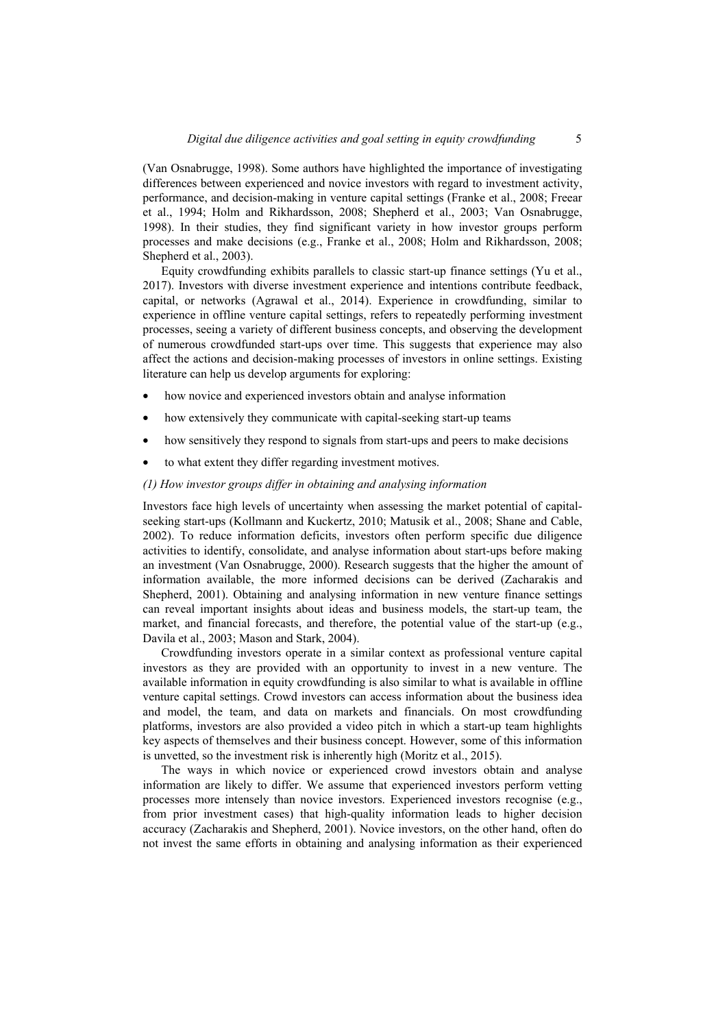(Van Osnabrugge, 1998). Some authors have highlighted the importance of investigating differences between experienced and novice investors with regard to investment activity, performance, and decision-making in venture capital settings (Franke et al., 2008; Freear et al., 1994; Holm and Rikhardsson, 2008; Shepherd et al., 2003; Van Osnabrugge, 1998). In their studies, they find significant variety in how investor groups perform processes and make decisions (e.g., Franke et al., 2008; Holm and Rikhardsson, 2008; Shepherd et al., 2003).

Equity crowdfunding exhibits parallels to classic start-up finance settings (Yu et al., 2017). Investors with diverse investment experience and intentions contribute feedback, capital, or networks (Agrawal et al., 2014). Experience in crowdfunding, similar to experience in offline venture capital settings, refers to repeatedly performing investment processes, seeing a variety of different business concepts, and observing the development of numerous crowdfunded start-ups over time. This suggests that experience may also affect the actions and decision-making processes of investors in online settings. Existing literature can help us develop arguments for exploring:

- how novice and experienced investors obtain and analyse information
- how extensively they communicate with capital-seeking start-up teams
- how sensitively they respond to signals from start-ups and peers to make decisions
- to what extent they differ regarding investment motives.

*(1) How investor groups differ in obtaining and analysing information*

Investors face high levels of uncertainty when assessing the market potential of capital-seeking start-ups (Kollmann and Kuckertz, 2010; Matusik et al., 2008; Shane and Cable, 2002). To reduce information deficits, investors often perform specific due diligence activities to identify, consolidate, and analyse information about start-ups before making an investment (Van Osnabrugge, 2000). Research suggests that the higher the amount of information available, the more informed decisions can be derived (Zacharakis and Shepherd, 2001). Obtaining and analysing information in new venture finance settings can reveal important insights about ideas and business models, the start-up team, the market, and financial forecasts, and therefore, the potential value of the start-up (e.g., Davila et al., 2003; Mason and Stark, 2004).

Crowdfunding investors operate in a similar context as professional venture capital investors as they are provided with an opportunity to invest in a new venture. The available information in equity crowdfunding is also similar to what is available in offline venture capital settings. Crowd investors can access information about the business idea and model, the team, and data on markets and financials. On most crowdfunding platforms, investors are also provided a video pitch in which a start-up team highlights key aspects of themselves and their business concept. However, some of this information is unvetted, so the investment risk is inherently high (Moritz et al., 2015).

The ways in which novice or experienced crowd investors obtain and analyse information are likely to differ. We assume that experienced investors perform vetting processes more intensely than novice investors. Experienced investors recognise (e.g., from prior investment cases) that high-quality information leads to higher decision accuracy (Zacharakis and Shepherd, 2001). Novice investors, on the other hand, often do not invest the same efforts in obtaining and analysing information as their experienced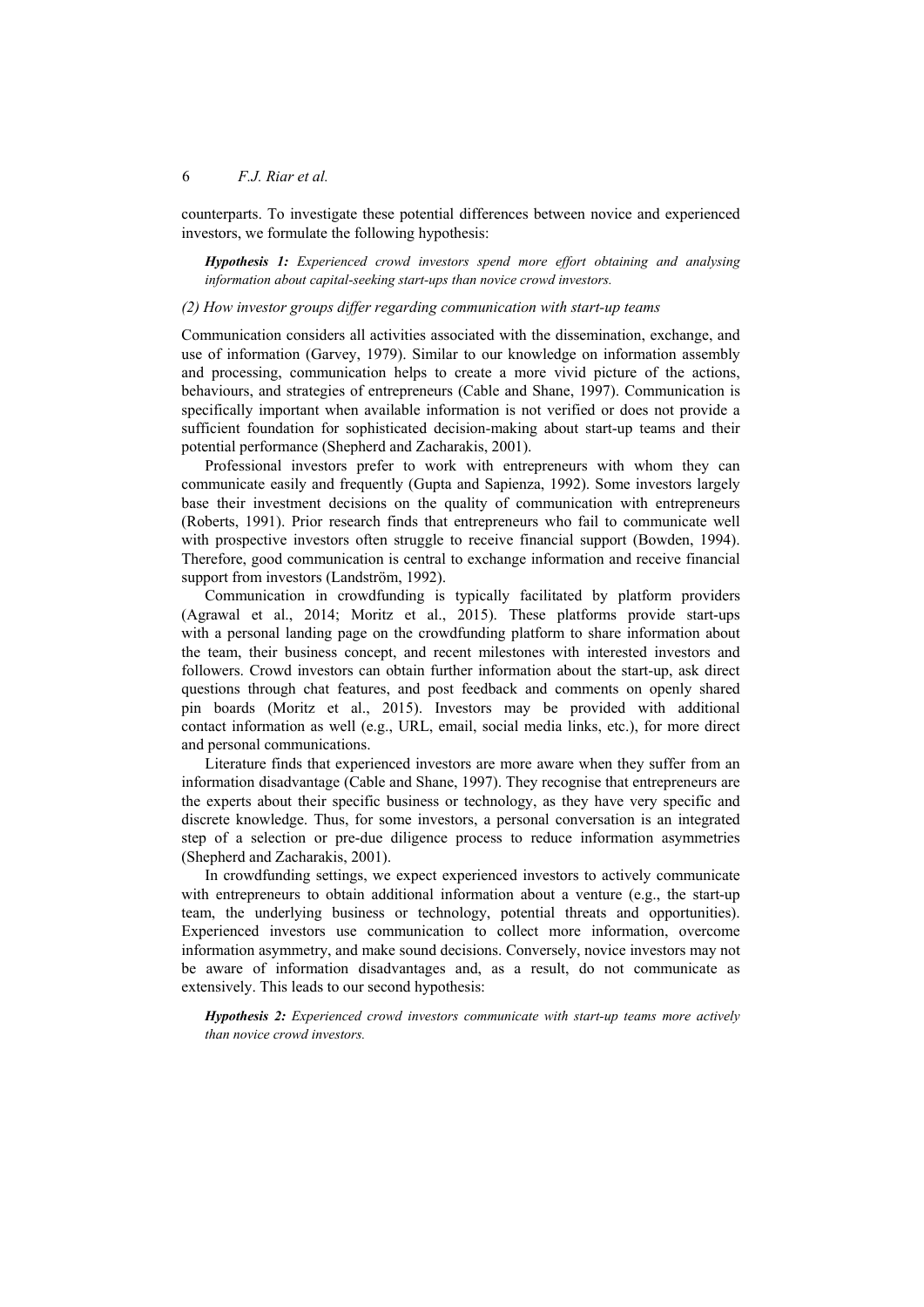counterparts. To investigate these potential differences between novice and experienced investors, we formulate the following hypothesis:

> ***Hypothesis 1:*** *Experienced crowd investors spend more effort obtaining and analysing information about capital-seeking start-ups than novice crowd investors.*

*(2) How investor groups differ regarding communication with start-up teams*

Communication considers all activities associated with the dissemination, exchange, and use of information (Garvey, 1979). Similar to our knowledge on information assembly and processing, communication helps to create a more vivid picture of the actions, behaviours, and strategies of entrepreneurs (Cable and Shane, 1997). Communication is specifically important when available information is not verified or does not provide a sufficient foundation for sophisticated decision-making about start-up teams and their potential performance (Shepherd and Zacharakis, 2001).

Professional investors prefer to work with entrepreneurs with whom they can communicate easily and frequently (Gupta and Sapienza, 1992). Some investors largely base their investment decisions on the quality of communication with entrepreneurs (Roberts, 1991). Prior research finds that entrepreneurs who fail to communicate well with prospective investors often struggle to receive financial support (Bowden, 1994). Therefore, good communication is central to exchange information and receive financial support from investors (Landström, 1992).

Communication in crowdfunding is typically facilitated by platform providers (Agrawal et al., 2014; Moritz et al., 2015). These platforms provide start-ups with a personal landing page on the crowdfunding platform to share information about the team, their business concept, and recent milestones with interested investors and followers. Crowd investors can obtain further information about the start-up, ask direct questions through chat features, and post feedback and comments on openly shared pin boards (Moritz et al., 2015). Investors may be provided with additional contact information as well (e.g., URL, email, social media links, etc.), for more direct and personal communications.

Literature finds that experienced investors are more aware when they suffer from an information disadvantage (Cable and Shane, 1997). They recognise that entrepreneurs are the experts about their specific business or technology, as they have very specific and discrete knowledge. Thus, for some investors, a personal conversation is an integrated step of a selection or pre-due diligence process to reduce information asymmetries (Shepherd and Zacharakis, 2001).

In crowdfunding settings, we expect experienced investors to actively communicate with entrepreneurs to obtain additional information about a venture (e.g., the start-up team, the underlying business or technology, potential threats and opportunities). Experienced investors use communication to collect more information, overcome information asymmetry, and make sound decisions. Conversely, novice investors may not be aware of information disadvantages and, as a result, do not communicate as extensively. This leads to our second hypothesis:

> ***Hypothesis 2:*** *Experienced crowd investors communicate with start-up teams more actively than novice crowd investors.*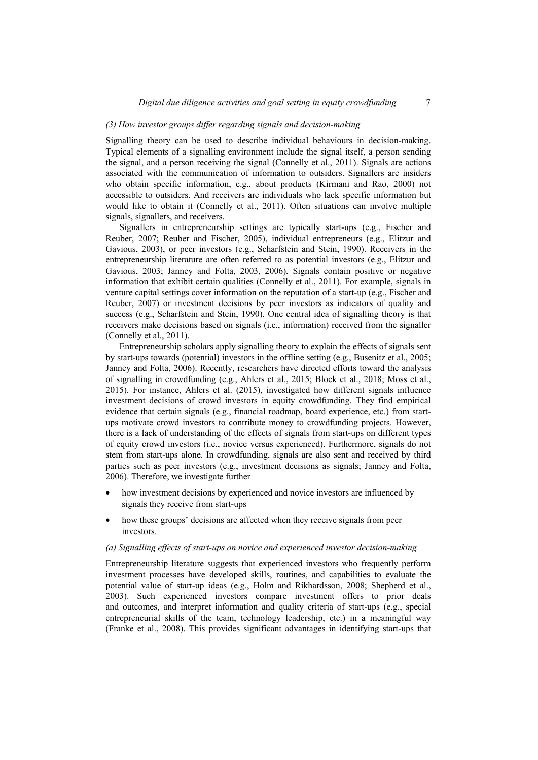*(3) How investor groups differ regarding signals and decision-making*

Signalling theory can be used to describe individual behaviours in decision-making. Typical elements of a signalling environment include the signal itself, a person sending the signal, and a person receiving the signal (Connelly et al., 2011). Signals are actions associated with the communication of information to outsiders. Signallers are insiders who obtain specific information, e.g., about products (Kirmani and Rao, 2000) not accessible to outsiders. And receivers are individuals who lack specific information but would like to obtain it (Connelly et al., 2011). Often situations can involve multiple signals, signallers, and receivers.

Signallers in entrepreneurship settings are typically start-ups (e.g., Fischer and Reuber, 2007; Reuber and Fischer, 2005), individual entrepreneurs (e.g., Elitzur and Gavious, 2003), or peer investors (e.g., Scharfstein and Stein, 1990). Receivers in the entrepreneurship literature are often referred to as potential investors (e.g., Elitzur and Gavious, 2003; Janney and Folta, 2003, 2006). Signals contain positive or negative information that exhibit certain qualities (Connelly et al., 2011). For example, signals in venture capital settings cover information on the reputation of a start-up (e.g., Fischer and Reuber, 2007) or investment decisions by peer investors as indicators of quality and success (e.g., Scharfstein and Stein, 1990). One central idea of signalling theory is that receivers make decisions based on signals (i.e., information) received from the signaller (Connelly et al., 2011).

Entrepreneurship scholars apply signalling theory to explain the effects of signals sent by start-ups towards (potential) investors in the offline setting (e.g., Busenitz et al., 2005; Janney and Folta, 2006). Recently, researchers have directed efforts toward the analysis of signalling in crowdfunding (e.g., Ahlers et al., 2015; Block et al., 2018; Moss et al., 2015). For instance, Ahlers et al. (2015), investigated how different signals influence investment decisions of crowd investors in equity crowdfunding. They find empirical evidence that certain signals (e.g., financial roadmap, board experience, etc.) from start-ups motivate crowd investors to contribute money to crowdfunding projects. However, there is a lack of understanding of the effects of signals from start-ups on different types of equity crowd investors (i.e., novice versus experienced). Furthermore, signals do not stem from start-ups alone. In crowdfunding, signals are also sent and received by third parties such as peer investors (e.g., investment decisions as signals; Janney and Folta, 2006). Therefore, we investigate further

- how investment decisions by experienced and novice investors are influenced by signals they receive from start-ups
- how these groups' decisions are affected when they receive signals from peer investors.

*(a) Signalling effects of start-ups on novice and experienced investor decision-making*

Entrepreneurship literature suggests that experienced investors who frequently perform investment processes have developed skills, routines, and capabilities to evaluate the potential value of start-up ideas (e.g., Holm and Rikhardsson, 2008; Shepherd et al., 2003). Such experienced investors compare investment offers to prior deals and outcomes, and interpret information and quality criteria of start-ups (e.g., special entrepreneurial skills of the team, technology leadership, etc.) in a meaningful way (Franke et al., 2008). This provides significant advantages in identifying start-ups that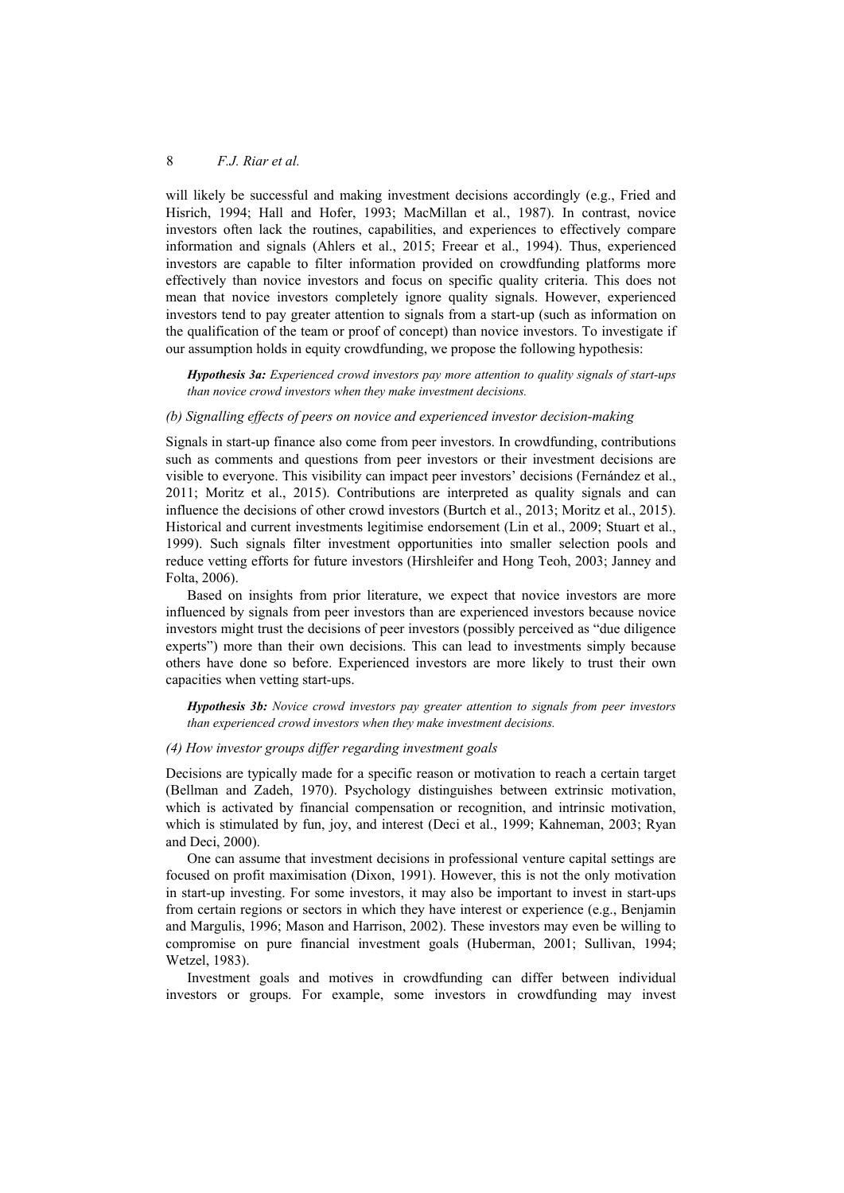will likely be successful and making investment decisions accordingly (e.g., Fried and Hisrich, 1994; Hall and Hofer, 1993; MacMillan et al., 1987). In contrast, novice investors often lack the routines, capabilities, and experiences to effectively compare information and signals (Ahlers et al., 2015; Freear et al., 1994). Thus, experienced investors are capable to filter information provided on crowdfunding platforms more effectively than novice investors and focus on specific quality criteria. This does not mean that novice investors completely ignore quality signals. However, experienced investors tend to pay greater attention to signals from a start-up (such as information on the qualification of the team or proof of concept) than novice investors. To investigate if our assumption holds in equity crowdfunding, we propose the following hypothesis:

> ***Hypothesis 3a:*** *Experienced crowd investors pay more attention to quality signals of start-ups than novice crowd investors when they make investment decisions.*

*(b) Signalling effects of peers on novice and experienced investor decision-making*

Signals in start-up finance also come from peer investors. In crowdfunding, contributions such as comments and questions from peer investors or their investment decisions are visible to everyone. This visibility can impact peer investors' decisions (Fernández et al., 2011; Moritz et al., 2015). Contributions are interpreted as quality signals and can influence the decisions of other crowd investors (Burtch et al., 2013; Moritz et al., 2015). Historical and current investments legitimise endorsement (Lin et al., 2009; Stuart et al., 1999). Such signals filter investment opportunities into smaller selection pools and reduce vetting efforts for future investors (Hirshleifer and Hong Teoh, 2003; Janney and Folta, 2006).

Based on insights from prior literature, we expect that novice investors are more influenced by signals from peer investors than are experienced investors because novice investors might trust the decisions of peer investors (possibly perceived as "due diligence experts") more than their own decisions. This can lead to investments simply because others have done so before. Experienced investors are more likely to trust their own capacities when vetting start-ups.

> ***Hypothesis 3b:*** *Novice crowd investors pay greater attention to signals from peer investors than experienced crowd investors when they make investment decisions.*

*(4) How investor groups differ regarding investment goals*

Decisions are typically made for a specific reason or motivation to reach a certain target (Bellman and Zadeh, 1970). Psychology distinguishes between extrinsic motivation, which is activated by financial compensation or recognition, and intrinsic motivation, which is stimulated by fun, joy, and interest (Deci et al., 1999; Kahneman, 2003; Ryan and Deci, 2000).

One can assume that investment decisions in professional venture capital settings are focused on profit maximisation (Dixon, 1991). However, this is not the only motivation in start-up investing. For some investors, it may also be important to invest in start-ups from certain regions or sectors in which they have interest or experience (e.g., Benjamin and Margulis, 1996; Mason and Harrison, 2002). These investors may even be willing to compromise on pure financial investment goals (Huberman, 2001; Sullivan, 1994; Wetzel, 1983).

Investment goals and motives in crowdfunding can differ between individual investors or groups. For example, some investors in crowdfunding may invest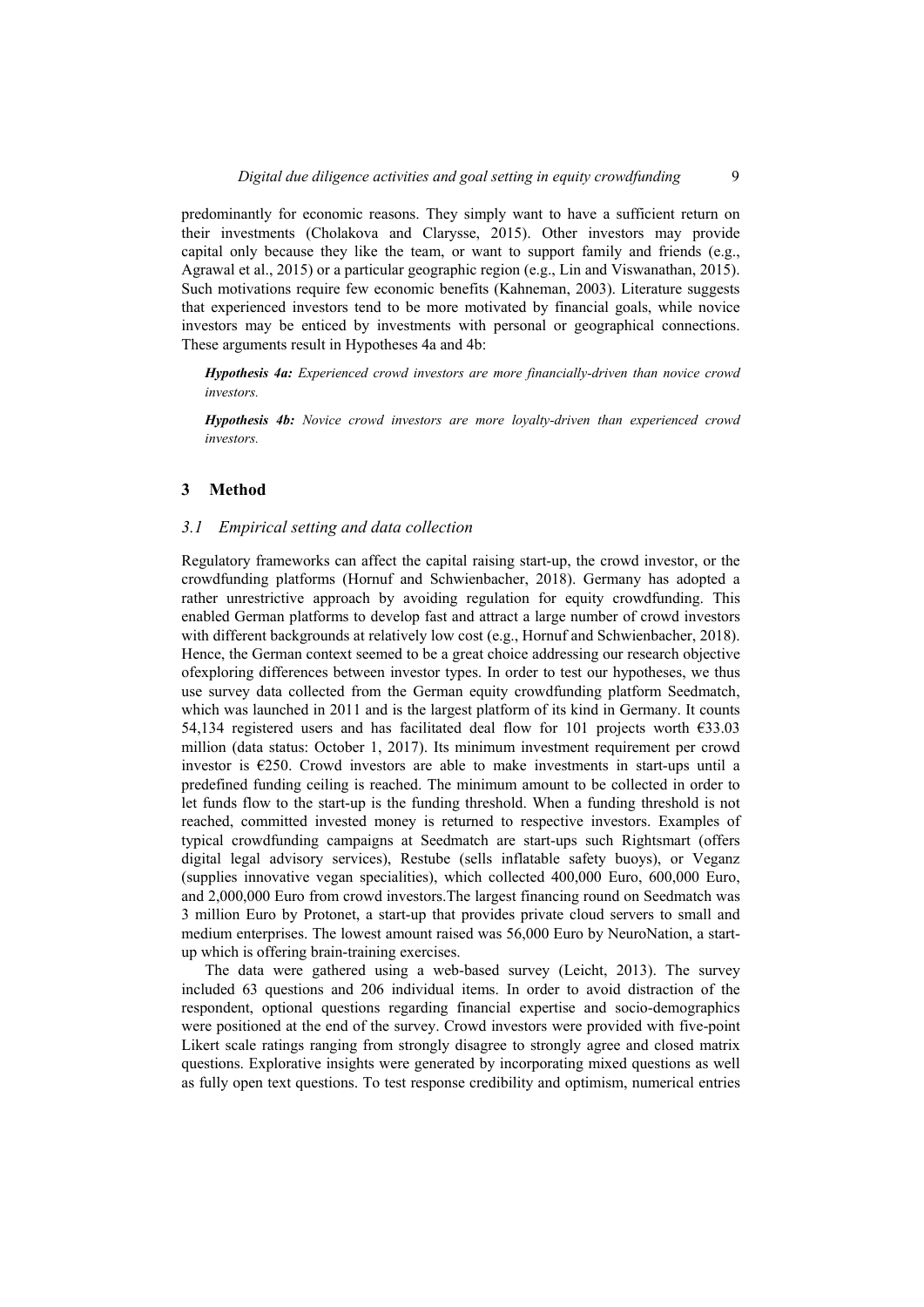predominantly for economic reasons. They simply want to have a sufficient return on their investments (Cholakova and Clarysse, 2015). Other investors may provide capital only because they like the team, or want to support family and friends (e.g., Agrawal et al., 2015) or a particular geographic region (e.g., Lin and Viswanathan, 2015). Such motivations require few economic benefits (Kahneman, 2003). Literature suggests that experienced investors tend to be more motivated by financial goals, while novice investors may be enticed by investments with personal or geographical connections. These arguments result in Hypotheses 4a and 4b:

***Hypothesis 4a:*** *Experienced crowd investors are more financially-driven than novice crowd investors.*

***Hypothesis 4b:*** *Novice crowd investors are more loyalty-driven than experienced crowd investors.*

## 3 Method

### 3.1 Empirical setting and data collection

Regulatory frameworks can affect the capital raising start-up, the crowd investor, or the crowdfunding platforms (Hornuf and Schwienbacher, 2018). Germany has adopted a rather unrestrictive approach by avoiding regulation for equity crowdfunding. This enabled German platforms to develop fast and attract a large number of crowd investors with different backgrounds at relatively low cost (e.g., Hornuf and Schwienbacher, 2018). Hence, the German context seemed to be a great choice addressing our research objective ofexploring differences between investor types. In order to test our hypotheses, we thus use survey data collected from the German equity crowdfunding platform Seedmatch, which was launched in 2011 and is the largest platform of its kind in Germany. It counts 54,134 registered users and has facilitated deal flow for 101 projects worth €33.03 million (data status: October 1, 2017). Its minimum investment requirement per crowd investor is €250. Crowd investors are able to make investments in start-ups until a predefined funding ceiling is reached. The minimum amount to be collected in order to let funds flow to the start-up is the funding threshold. When a funding threshold is not reached, committed invested money is returned to respective investors. Examples of typical crowdfunding campaigns at Seedmatch are start-ups such Rightsmart (offers digital legal advisory services), Restube (sells inflatable safety buoys), or Veganz (supplies innovative vegan specialities), which collected 400,000 Euro, 600,000 Euro, and 2,000,000 Euro from crowd investors.The largest financing round on Seedmatch was 3 million Euro by Protonet, a start-up that provides private cloud servers to small and medium enterprises. The lowest amount raised was 56,000 Euro by NeuroNation, a start-up which is offering brain-training exercises.

The data were gathered using a web-based survey (Leicht, 2013). The survey included 63 questions and 206 individual items. In order to avoid distraction of the respondent, optional questions regarding financial expertise and socio-demographics were positioned at the end of the survey. Crowd investors were provided with five-point Likert scale ratings ranging from strongly disagree to strongly agree and closed matrix questions. Explorative insights were generated by incorporating mixed questions as well as fully open text questions. To test response credibility and optimism, numerical entries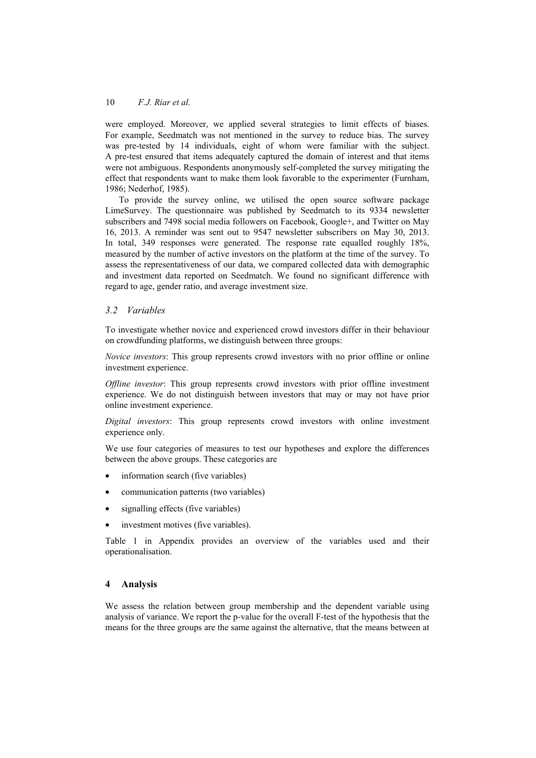were employed. Moreover, we applied several strategies to limit effects of biases. For example, Seedmatch was not mentioned in the survey to reduce bias. The survey was pre-tested by 14 individuals, eight of whom were familiar with the subject. A pre-test ensured that items adequately captured the domain of interest and that items were not ambiguous. Respondents anonymously self-completed the survey mitigating the effect that respondents want to make them look favorable to the experimenter (Furnham, 1986; Nederhof, 1985).

To provide the survey online, we utilised the open source software package LimeSurvey. The questionnaire was published by Seedmatch to its 9334 newsletter subscribers and 7498 social media followers on Facebook, Google+, and Twitter on May 16, 2013. A reminder was sent out to 9547 newsletter subscribers on May 30, 2013. In total, 349 responses were generated. The response rate equalled roughly 18%, measured by the number of active investors on the platform at the time of the survey. To assess the representativeness of our data, we compared collected data with demographic and investment data reported on Seedmatch. We found no significant difference with regard to age, gender ratio, and average investment size.

### *3.2 Variables*

To investigate whether novice and experienced crowd investors differ in their behaviour on crowdfunding platforms, we distinguish between three groups:

*Novice investors*: This group represents crowd investors with no prior offline or online investment experience.

*Offline investor*: This group represents crowd investors with prior offline investment experience. We do not distinguish between investors that may or may not have prior online investment experience.

*Digital investors*: This group represents crowd investors with online investment experience only.

We use four categories of measures to test our hypotheses and explore the differences between the above groups. These categories are

- information search (five variables)
- communication patterns (two variables)
- signalling effects (five variables)
- investment motives (five variables).

Table 1 in Appendix provides an overview of the variables used and their operationalisation.

## 4 Analysis

We assess the relation between group membership and the dependent variable using analysis of variance. We report the p-value for the overall F-test of the hypothesis that the means for the three groups are the same against the alternative, that the means between at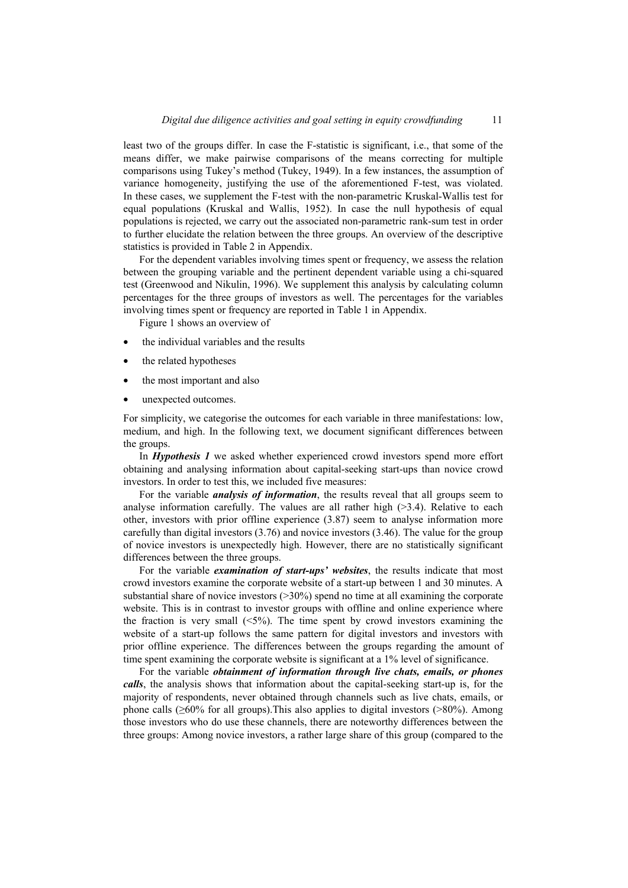least two of the groups differ. In case the F-statistic is significant, i.e., that some of the means differ, we make pairwise comparisons of the means correcting for multiple comparisons using Tukey's method (Tukey, 1949). In a few instances, the assumption of variance homogeneity, justifying the use of the aforementioned F-test, was violated. In these cases, we supplement the F-test with the non-parametric Kruskal-Wallis test for equal populations (Kruskal and Wallis, 1952). In case the null hypothesis of equal populations is rejected, we carry out the associated non-parametric rank-sum test in order to further elucidate the relation between the three groups. An overview of the descriptive statistics is provided in Table 2 in Appendix.

For the dependent variables involving times spent or frequency, we assess the relation between the grouping variable and the pertinent dependent variable using a chi-squared test (Greenwood and Nikulin, 1996). We supplement this analysis by calculating column percentages for the three groups of investors as well. The percentages for the variables involving times spent or frequency are reported in Table 1 in Appendix.

Figure 1 shows an overview of

- the individual variables and the results
- the related hypotheses
- the most important and also
- unexpected outcomes.

For simplicity, we categorise the outcomes for each variable in three manifestations: low, medium, and high. In the following text, we document significant differences between the groups.

In ***Hypothesis 1*** we asked whether experienced crowd investors spend more effort obtaining and analysing information about capital-seeking start-ups than novice crowd investors. In order to test this, we included five measures:

For the variable ***analysis of information***, the results reveal that all groups seem to analyse information carefully. The values are all rather high (>3.4). Relative to each other, investors with prior offline experience (3.87) seem to analyse information more carefully than digital investors (3.76) and novice investors (3.46). The value for the group of novice investors is unexpectedly high. However, there are no statistically significant differences between the three groups.

For the variable ***examination of start-ups' websites***, the results indicate that most crowd investors examine the corporate website of a start-up between 1 and 30 minutes. A substantial share of novice investors (>30%) spend no time at all examining the corporate website. This is in contrast to investor groups with offline and online experience where the fraction is very small (<5%). The time spent by crowd investors examining the website of a start-up follows the same pattern for digital investors and investors with prior offline experience. The differences between the groups regarding the amount of time spent examining the corporate website is significant at a 1% level of significance.

For the variable ***obtainment of information through live chats, emails, or phones calls***, the analysis shows that information about the capital-seeking start-up is, for the majority of respondents, never obtained through channels such as live chats, emails, or phone calls (≥60% for all groups).This also applies to digital investors (>80%). Among those investors who do use these channels, there are noteworthy differences between the three groups: Among novice investors, a rather large share of this group (compared to the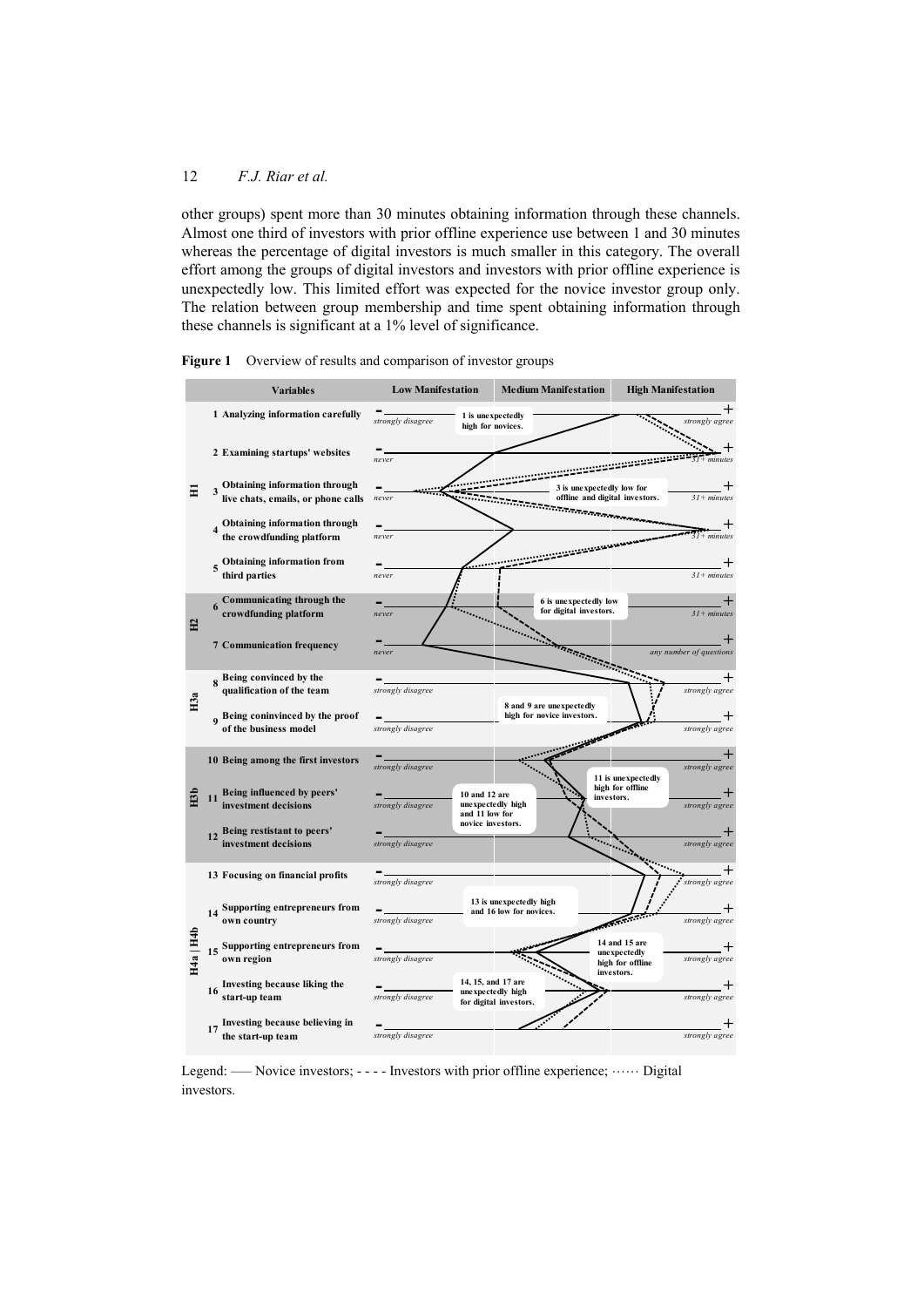other groups) spent more than 30 minutes obtaining information through these channels. Almost one third of investors with prior offline experience use between 1 and 30 minutes whereas the percentage of digital investors is much smaller in this category. The overall effort among the groups of digital investors and investors with prior offline experience is unexpectedly low. This limited effort was expected for the novice investor group only. The relation between group membership and time spent obtaining information through these channels is significant at a 1% level of significance.

**Figure 1** Overview of results and comparison of investor groups

| | Variables | Low Manifestation (–) | Medium Manifestation | High Manifestation (+) |
|---|---|---|---|---|
| H1 | 1 Analyzing information carefully | strongly disagree | | strongly agree |
| | 2 Examining startups' websites | never | | 31+ minutes |
| | 3 Obtaining information through live chats, emails, or phone calls | never | | 31+ minutes |
| | 4 Obtaining information through the crowdfunding platform | never | | 31+ minutes |
| | 5 Obtaining information from third parties | never | | 31+ minutes |
| H2 | 6 Communicating through the crowdfunding platform | never | | 31+ minutes |
| | 7 Communication frequency | never | | any number of questions |
| H3a | 8 Being convinced by the qualification of the team | strongly disagree | | strongly agree |
| | 9 Being coninvinced by the proof of the business model | strongly disagree | | strongly agree |
| H3b | 10 Being among the first investors | strongly disagree | | strongly agree |
| | 11 Being influenced by peers' investment decisions | strongly disagree | | strongly agree |
| | 12 Being restistant to peers' investment decisions | strongly disagree | | strongly agree |
| H4a \| H4b | 13 Focusing on financial profits | strongly disagree | | strongly agree |
| | 14 Supporting entrepreneurs from own country | strongly disagree | | strongly agree |
| | 15 Supporting entrepreneurs from own region | strongly disagree | | strongly agree |
| | 16 Investing because liking the start-up team | strongly disagree | | strongly agree |
| | 17 Investing because believing in the start-up team | strongly disagree | | strongly agree |

- 1 is unexpectedly high for novices.
- 3 is unexpectedly low for offline and digital investors.
- 6 is unexpectedly low for digital investors.
- 8 and 9 are unexpectedly high for novice investors.
- 10 and 12 are unexpectedly high and 11 low for novice investors.
- 11 is unexpectedly high for offline investors.
- 13 is unexpectedly high and 16 low for novices.
- 14 and 15 are unexpectedly high for offline investors.
- 14, 15, and 17 are unexpectedly high for digital investors.

Legend: —— Novice investors; - - - - Investors with prior offline experience; ······ Digital investors.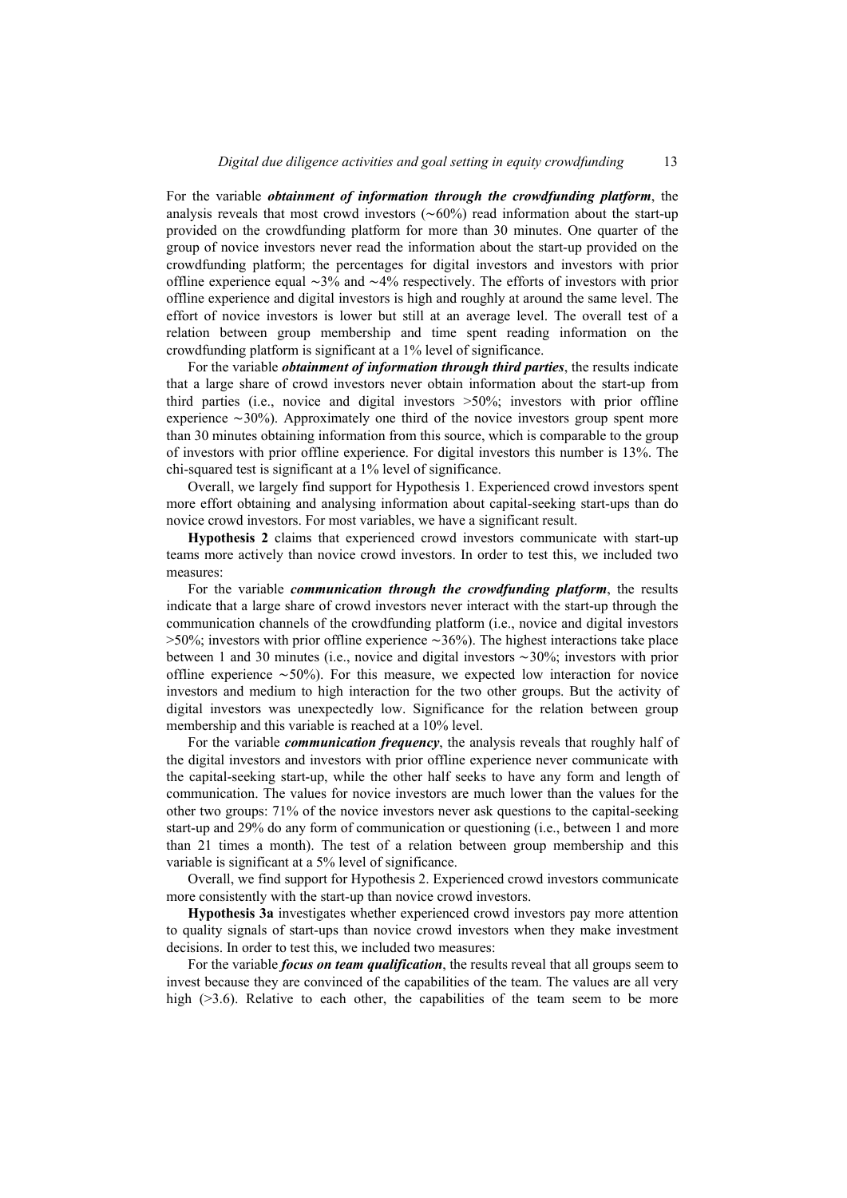For the variable ***obtainment of information through the crowdfunding platform***, the analysis reveals that most crowd investors (∼60%) read information about the start-up provided on the crowdfunding platform for more than 30 minutes. One quarter of the group of novice investors never read the information about the start-up provided on the crowdfunding platform; the percentages for digital investors and investors with prior offline experience equal ∼3% and ∼4% respectively. The efforts of investors with prior offline experience and digital investors is high and roughly at around the same level. The effort of novice investors is lower but still at an average level. The overall test of a relation between group membership and time spent reading information on the crowdfunding platform is significant at a 1% level of significance.

For the variable ***obtainment of information through third parties***, the results indicate that a large share of crowd investors never obtain information about the start-up from third parties (i.e., novice and digital investors >50%; investors with prior offline experience ∼30%). Approximately one third of the novice investors group spent more than 30 minutes obtaining information from this source, which is comparable to the group of investors with prior offline experience. For digital investors this number is 13%. The chi-squared test is significant at a 1% level of significance.

Overall, we largely find support for Hypothesis 1. Experienced crowd investors spent more effort obtaining and analysing information about capital-seeking start-ups than do novice crowd investors. For most variables, we have a significant result.

**Hypothesis 2** claims that experienced crowd investors communicate with start-up teams more actively than novice crowd investors. In order to test this, we included two measures:

For the variable ***communication through the crowdfunding platform***, the results indicate that a large share of crowd investors never interact with the start-up through the communication channels of the crowdfunding platform (i.e., novice and digital investors >50%; investors with prior offline experience ∼36%). The highest interactions take place between 1 and 30 minutes (i.e., novice and digital investors ∼30%; investors with prior offline experience ∼50%). For this measure, we expected low interaction for novice investors and medium to high interaction for the two other groups. But the activity of digital investors was unexpectedly low. Significance for the relation between group membership and this variable is reached at a 10% level.

For the variable ***communication frequency***, the analysis reveals that roughly half of the digital investors and investors with prior offline experience never communicate with the capital-seeking start-up, while the other half seeks to have any form and length of communication. The values for novice investors are much lower than the values for the other two groups: 71% of the novice investors never ask questions to the capital-seeking start-up and 29% do any form of communication or questioning (i.e., between 1 and more than 21 times a month). The test of a relation between group membership and this variable is significant at a 5% level of significance.

Overall, we find support for Hypothesis 2. Experienced crowd investors communicate more consistently with the start-up than novice crowd investors.

**Hypothesis 3a** investigates whether experienced crowd investors pay more attention to quality signals of start-ups than novice crowd investors when they make investment decisions. In order to test this, we included two measures:

For the variable ***focus on team qualification***, the results reveal that all groups seem to invest because they are convinced of the capabilities of the team. The values are all very high (>3.6). Relative to each other, the capabilities of the team seem to be more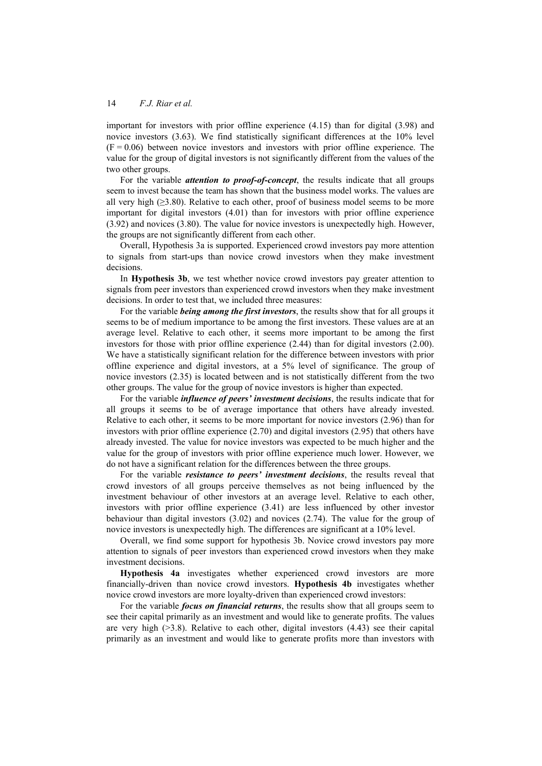important for investors with prior offline experience (4.15) than for digital (3.98) and novice investors (3.63). We find statistically significant differences at the 10% level ($F = 0.06$) between novice investors and investors with prior offline experience. The value for the group of digital investors is not significantly different from the values of the two other groups.

For the variable ***attention to proof-of-concept***, the results indicate that all groups seem to invest because the team has shown that the business model works. The values are all very high (≥3.80). Relative to each other, proof of business model seems to be more important for digital investors (4.01) than for investors with prior offline experience (3.92) and novices (3.80). The value for novice investors is unexpectedly high. However, the groups are not significantly different from each other.

Overall, Hypothesis 3a is supported. Experienced crowd investors pay more attention to signals from start-ups than novice crowd investors when they make investment decisions.

In **Hypothesis 3b**, we test whether novice crowd investors pay greater attention to signals from peer investors than experienced crowd investors when they make investment decisions. In order to test that, we included three measures:

For the variable ***being among the first investors***, the results show that for all groups it seems to be of medium importance to be among the first investors. These values are at an average level. Relative to each other, it seems more important to be among the first investors for those with prior offline experience (2.44) than for digital investors (2.00). We have a statistically significant relation for the difference between investors with prior offline experience and digital investors, at a 5% level of significance. The group of novice investors (2.35) is located between and is not statistically different from the two other groups. The value for the group of novice investors is higher than expected.

For the variable ***influence of peers' investment decisions***, the results indicate that for all groups it seems to be of average importance that others have already invested. Relative to each other, it seems to be more important for novice investors (2.96) than for investors with prior offline experience (2.70) and digital investors (2.95) that others have already invested. The value for novice investors was expected to be much higher and the value for the group of investors with prior offline experience much lower. However, we do not have a significant relation for the differences between the three groups.

For the variable ***resistance to peers' investment decisions***, the results reveal that crowd investors of all groups perceive themselves as not being influenced by the investment behaviour of other investors at an average level. Relative to each other, investors with prior offline experience (3.41) are less influenced by other investor behaviour than digital investors (3.02) and novices (2.74). The value for the group of novice investors is unexpectedly high. The differences are significant at a 10% level.

Overall, we find some support for hypothesis 3b. Novice crowd investors pay more attention to signals of peer investors than experienced crowd investors when they make investment decisions.

**Hypothesis 4a** investigates whether experienced crowd investors are more financially-driven than novice crowd investors. **Hypothesis 4b** investigates whether novice crowd investors are more loyalty-driven than experienced crowd investors:

For the variable ***focus on financial returns***, the results show that all groups seem to see their capital primarily as an investment and would like to generate profits. The values are very high (>3.8). Relative to each other, digital investors (4.43) see their capital primarily as an investment and would like to generate profits more than investors with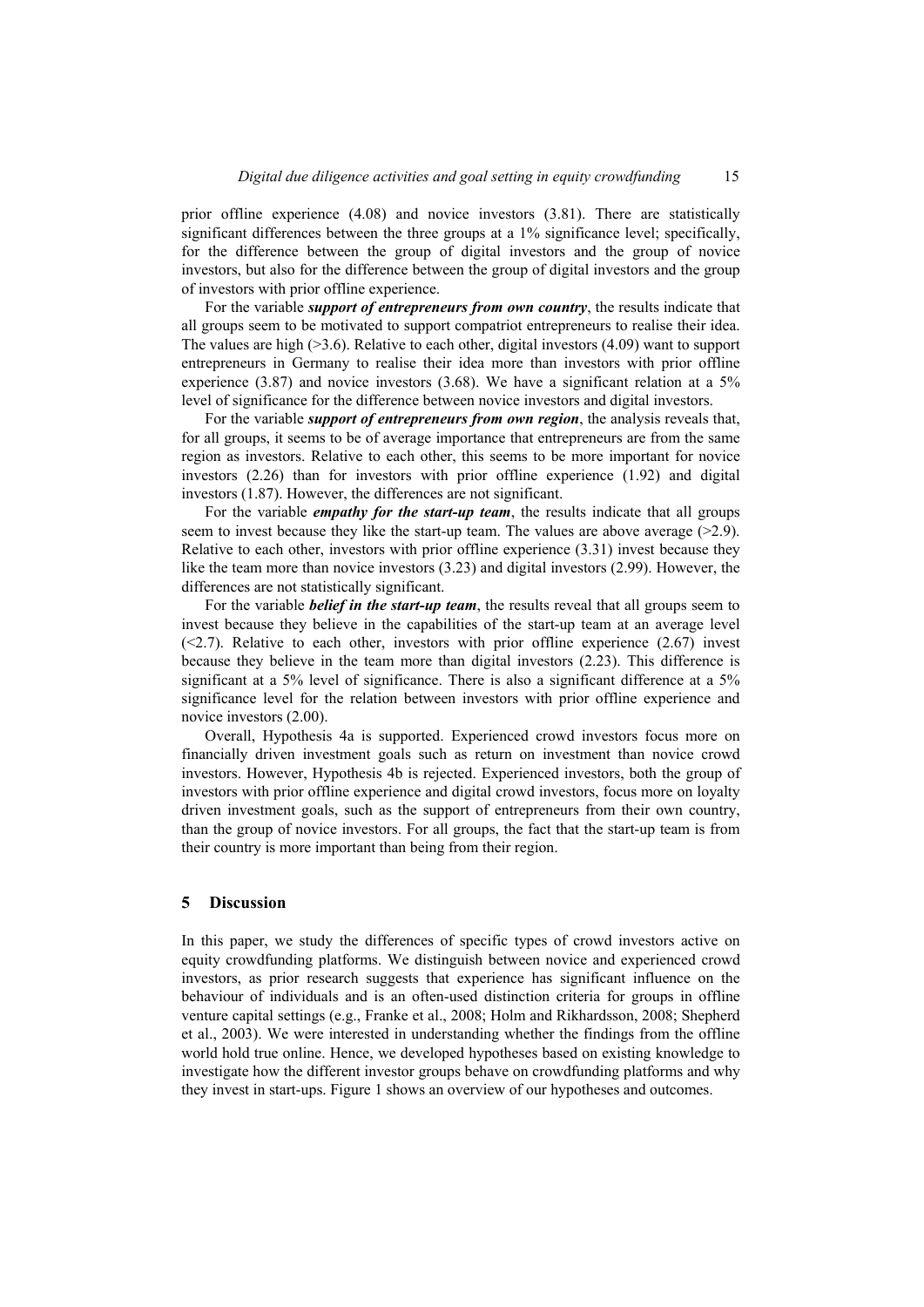prior offline experience (4.08) and novice investors (3.81). There are statistically significant differences between the three groups at a 1% significance level; specifically, for the difference between the group of digital investors and the group of novice investors, but also for the difference between the group of digital investors and the group of investors with prior offline experience.

For the variable ***support of entrepreneurs from own country***, the results indicate that all groups seem to be motivated to support compatriot entrepreneurs to realise their idea. The values are high (>3.6). Relative to each other, digital investors (4.09) want to support entrepreneurs in Germany to realise their idea more than investors with prior offline experience (3.87) and novice investors (3.68). We have a significant relation at a 5% level of significance for the difference between novice investors and digital investors.

For the variable ***support of entrepreneurs from own region***, the analysis reveals that, for all groups, it seems to be of average importance that entrepreneurs are from the same region as investors. Relative to each other, this seems to be more important for novice investors (2.26) than for investors with prior offline experience (1.92) and digital investors (1.87). However, the differences are not significant.

For the variable ***empathy for the start-up team***, the results indicate that all groups seem to invest because they like the start-up team. The values are above average (>2.9). Relative to each other, investors with prior offline experience (3.31) invest because they like the team more than novice investors (3.23) and digital investors (2.99). However, the differences are not statistically significant.

For the variable ***belief in the start-up team***, the results reveal that all groups seem to invest because they believe in the capabilities of the start-up team at an average level (<2.7). Relative to each other, investors with prior offline experience (2.67) invest because they believe in the team more than digital investors (2.23). This difference is significant at a 5% level of significance. There is also a significant difference at a 5% significance level for the relation between investors with prior offline experience and novice investors (2.00).

Overall, Hypothesis 4a is supported. Experienced crowd investors focus more on financially driven investment goals such as return on investment than novice crowd investors. However, Hypothesis 4b is rejected. Experienced investors, both the group of investors with prior offline experience and digital crowd investors, focus more on loyalty driven investment goals, such as the support of entrepreneurs from their own country, than the group of novice investors. For all groups, the fact that the start-up team is from their country is more important than being from their region.

## 5 Discussion

In this paper, we study the differences of specific types of crowd investors active on equity crowdfunding platforms. We distinguish between novice and experienced crowd investors, as prior research suggests that experience has significant influence on the behaviour of individuals and is an often-used distinction criteria for groups in offline venture capital settings (e.g., Franke et al., 2008; Holm and Rikhardsson, 2008; Shepherd et al., 2003). We were interested in understanding whether the findings from the offline world hold true online. Hence, we developed hypotheses based on existing knowledge to investigate how the different investor groups behave on crowdfunding platforms and why they invest in start-ups. Figure 1 shows an overview of our hypotheses and outcomes.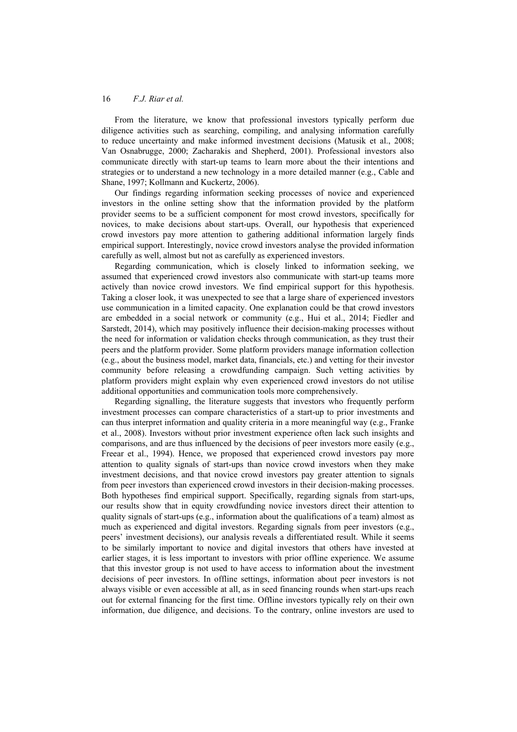From the literature, we know that professional investors typically perform due diligence activities such as searching, compiling, and analysing information carefully to reduce uncertainty and make informed investment decisions (Matusik et al., 2008; Van Osnabrugge, 2000; Zacharakis and Shepherd, 2001). Professional investors also communicate directly with start-up teams to learn more about the their intentions and strategies or to understand a new technology in a more detailed manner (e.g., Cable and Shane, 1997; Kollmann and Kuckertz, 2006).

Our findings regarding information seeking processes of novice and experienced investors in the online setting show that the information provided by the platform provider seems to be a sufficient component for most crowd investors, specifically for novices, to make decisions about start-ups. Overall, our hypothesis that experienced crowd investors pay more attention to gathering additional information largely finds empirical support. Interestingly, novice crowd investors analyse the provided information carefully as well, almost but not as carefully as experienced investors.

Regarding communication, which is closely linked to information seeking, we assumed that experienced crowd investors also communicate with start-up teams more actively than novice crowd investors. We find empirical support for this hypothesis. Taking a closer look, it was unexpected to see that a large share of experienced investors use communication in a limited capacity. One explanation could be that crowd investors are embedded in a social network or community (e.g., Hui et al., 2014; Fiedler and Sarstedt, 2014), which may positively influence their decision-making processes without the need for information or validation checks through communication, as they trust their peers and the platform provider. Some platform providers manage information collection (e.g., about the business model, market data, financials, etc.) and vetting for their investor community before releasing a crowdfunding campaign. Such vetting activities by platform providers might explain why even experienced crowd investors do not utilise additional opportunities and communication tools more comprehensively.

Regarding signalling, the literature suggests that investors who frequently perform investment processes can compare characteristics of a start-up to prior investments and can thus interpret information and quality criteria in a more meaningful way (e.g., Franke et al., 2008). Investors without prior investment experience often lack such insights and comparisons, and are thus influenced by the decisions of peer investors more easily (e.g., Freear et al., 1994). Hence, we proposed that experienced crowd investors pay more attention to quality signals of start-ups than novice crowd investors when they make investment decisions, and that novice crowd investors pay greater attention to signals from peer investors than experienced crowd investors in their decision-making processes. Both hypotheses find empirical support. Specifically, regarding signals from start-ups, our results show that in equity crowdfunding novice investors direct their attention to quality signals of start-ups (e.g., information about the qualifications of a team) almost as much as experienced and digital investors. Regarding signals from peer investors (e.g., peers' investment decisions), our analysis reveals a differentiated result. While it seems to be similarly important to novice and digital investors that others have invested at earlier stages, it is less important to investors with prior offline experience. We assume that this investor group is not used to have access to information about the investment decisions of peer investors. In offline settings, information about peer investors is not always visible or even accessible at all, as in seed financing rounds when start-ups reach out for external financing for the first time. Offline investors typically rely on their own information, due diligence, and decisions. To the contrary, online investors are used to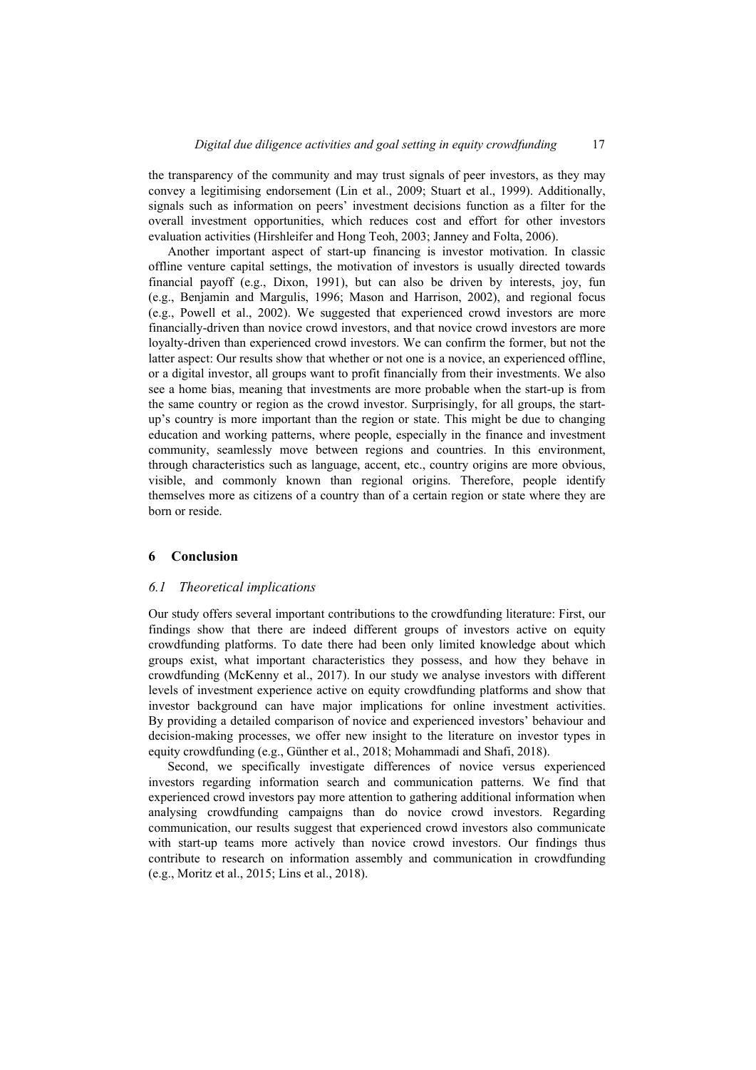the transparency of the community and may trust signals of peer investors, as they may convey a legitimising endorsement (Lin et al., 2009; Stuart et al., 1999). Additionally, signals such as information on peers' investment decisions function as a filter for the overall investment opportunities, which reduces cost and effort for other investors evaluation activities (Hirshleifer and Hong Teoh, 2003; Janney and Folta, 2006).

Another important aspect of start-up financing is investor motivation. In classic offline venture capital settings, the motivation of investors is usually directed towards financial payoff (e.g., Dixon, 1991), but can also be driven by interests, joy, fun (e.g., Benjamin and Margulis, 1996; Mason and Harrison, 2002), and regional focus (e.g., Powell et al., 2002). We suggested that experienced crowd investors are more financially-driven than novice crowd investors, and that novice crowd investors are more loyalty-driven than experienced crowd investors. We can confirm the former, but not the latter aspect: Our results show that whether or not one is a novice, an experienced offline, or a digital investor, all groups want to profit financially from their investments. We also see a home bias, meaning that investments are more probable when the start-up is from the same country or region as the crowd investor. Surprisingly, for all groups, the start-up's country is more important than the region or state. This might be due to changing education and working patterns, where people, especially in the finance and investment community, seamlessly move between regions and countries. In this environment, through characteristics such as language, accent, etc., country origins are more obvious, visible, and commonly known than regional origins. Therefore, people identify themselves more as citizens of a country than of a certain region or state where they are born or reside.

## 6 Conclusion

### *6.1 Theoretical implications*

Our study offers several important contributions to the crowdfunding literature: First, our findings show that there are indeed different groups of investors active on equity crowdfunding platforms. To date there had been only limited knowledge about which groups exist, what important characteristics they possess, and how they behave in crowdfunding (McKenny et al., 2017). In our study we analyse investors with different levels of investment experience active on equity crowdfunding platforms and show that investor background can have major implications for online investment activities. By providing a detailed comparison of novice and experienced investors' behaviour and decision-making processes, we offer new insight to the literature on investor types in equity crowdfunding (e.g., Günther et al., 2018; Mohammadi and Shafi, 2018).

Second, we specifically investigate differences of novice versus experienced investors regarding information search and communication patterns. We find that experienced crowd investors pay more attention to gathering additional information when analysing crowdfunding campaigns than do novice crowd investors. Regarding communication, our results suggest that experienced crowd investors also communicate with start-up teams more actively than novice crowd investors. Our findings thus contribute to research on information assembly and communication in crowdfunding (e.g., Moritz et al., 2015; Lins et al., 2018).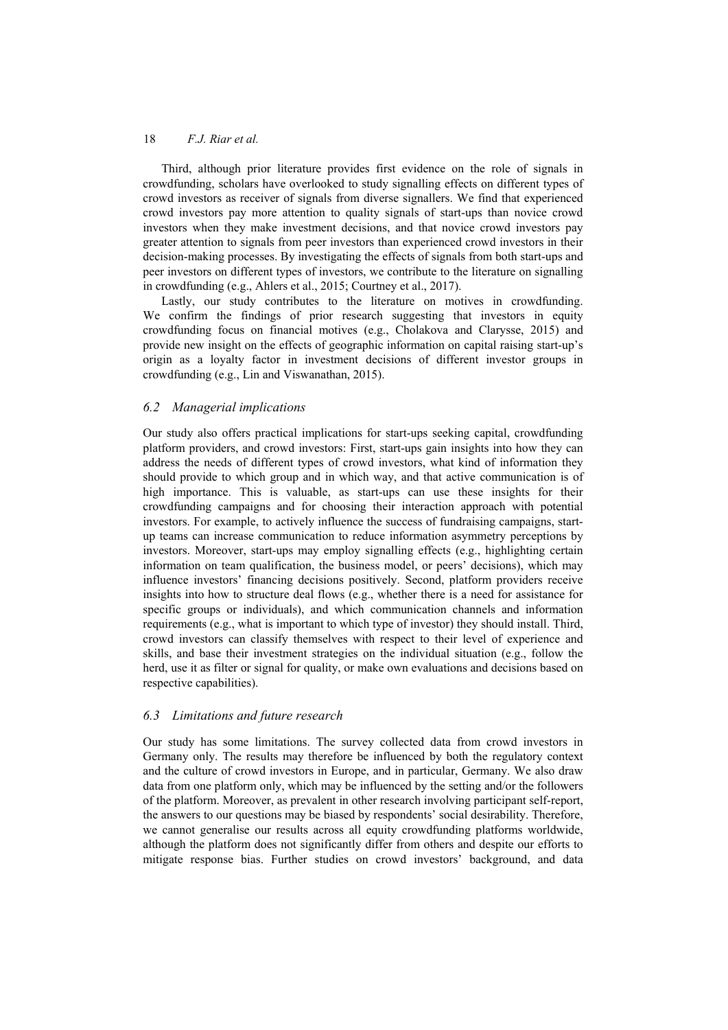Third, although prior literature provides first evidence on the role of signals in crowdfunding, scholars have overlooked to study signalling effects on different types of crowd investors as receiver of signals from diverse signallers. We find that experienced crowd investors pay more attention to quality signals of start-ups than novice crowd investors when they make investment decisions, and that novice crowd investors pay greater attention to signals from peer investors than experienced crowd investors in their decision-making processes. By investigating the effects of signals from both start-ups and peer investors on different types of investors, we contribute to the literature on signalling in crowdfunding (e.g., Ahlers et al., 2015; Courtney et al., 2017).

Lastly, our study contributes to the literature on motives in crowdfunding. We confirm the findings of prior research suggesting that investors in equity crowdfunding focus on financial motives (e.g., Cholakova and Clarysse, 2015) and provide new insight on the effects of geographic information on capital raising start-up's origin as a loyalty factor in investment decisions of different investor groups in crowdfunding (e.g., Lin and Viswanathan, 2015).

### *6.2 Managerial implications*

Our study also offers practical implications for start-ups seeking capital, crowdfunding platform providers, and crowd investors: First, start-ups gain insights into how they can address the needs of different types of crowd investors, what kind of information they should provide to which group and in which way, and that active communication is of high importance. This is valuable, as start-ups can use these insights for their crowdfunding campaigns and for choosing their interaction approach with potential investors. For example, to actively influence the success of fundraising campaigns, start-up teams can increase communication to reduce information asymmetry perceptions by investors. Moreover, start-ups may employ signalling effects (e.g., highlighting certain information on team qualification, the business model, or peers' decisions), which may influence investors' financing decisions positively. Second, platform providers receive insights into how to structure deal flows (e.g., whether there is a need for assistance for specific groups or individuals), and which communication channels and information requirements (e.g., what is important to which type of investor) they should install. Third, crowd investors can classify themselves with respect to their level of experience and skills, and base their investment strategies on the individual situation (e.g., follow the herd, use it as filter or signal for quality, or make own evaluations and decisions based on respective capabilities).

### *6.3 Limitations and future research*

Our study has some limitations. The survey collected data from crowd investors in Germany only. The results may therefore be influenced by both the regulatory context and the culture of crowd investors in Europe, and in particular, Germany. We also draw data from one platform only, which may be influenced by the setting and/or the followers of the platform. Moreover, as prevalent in other research involving participant self-report, the answers to our questions may be biased by respondents' social desirability. Therefore, we cannot generalise our results across all equity crowdfunding platforms worldwide, although the platform does not significantly differ from others and despite our efforts to mitigate response bias. Further studies on crowd investors' background, and data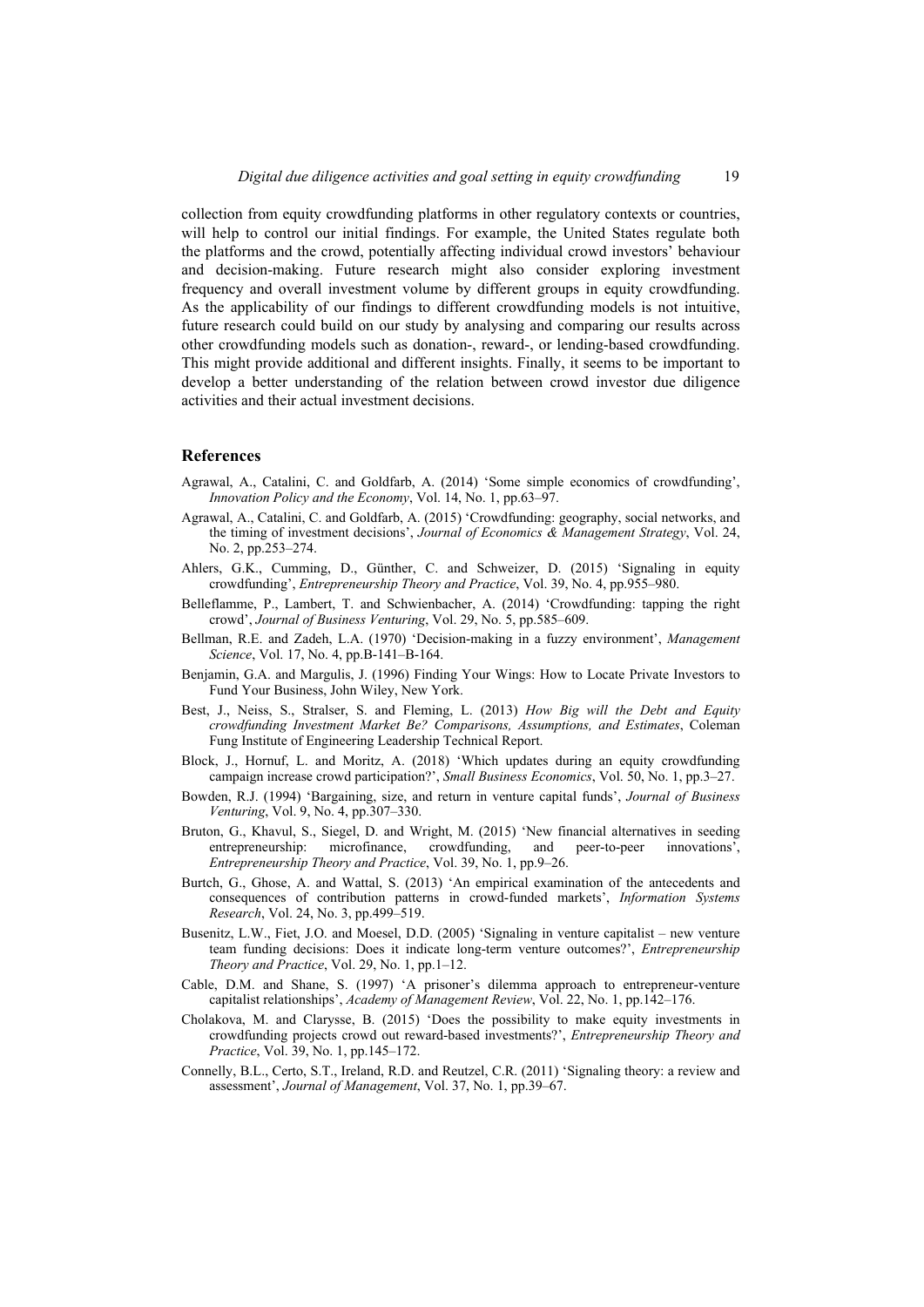collection from equity crowdfunding platforms in other regulatory contexts or countries, will help to control our initial findings. For example, the United States regulate both the platforms and the crowd, potentially affecting individual crowd investors' behaviour and decision-making. Future research might also consider exploring investment frequency and overall investment volume by different groups in equity crowdfunding. As the applicability of our findings to different crowdfunding models is not intuitive, future research could build on our study by analysing and comparing our results across other crowdfunding models such as donation-, reward-, or lending-based crowdfunding. This might provide additional and different insights. Finally, it seems to be important to develop a better understanding of the relation between crowd investor due diligence activities and their actual investment decisions.

## References

Agrawal, A., Catalini, C. and Goldfarb, A. (2014) 'Some simple economics of crowdfunding', *Innovation Policy and the Economy*, Vol. 14, No. 1, pp.63–97.

Agrawal, A., Catalini, C. and Goldfarb, A. (2015) 'Crowdfunding: geography, social networks, and the timing of investment decisions', *Journal of Economics & Management Strategy*, Vol. 24, No. 2, pp.253–274.

Ahlers, G.K., Cumming, D., Günther, C. and Schweizer, D. (2015) 'Signaling in equity crowdfunding', *Entrepreneurship Theory and Practice*, Vol. 39, No. 4, pp.955–980.

Belleflamme, P., Lambert, T. and Schwienbacher, A. (2014) 'Crowdfunding: tapping the right crowd', *Journal of Business Venturing*, Vol. 29, No. 5, pp.585–609.

Bellman, R.E. and Zadeh, L.A. (1970) 'Decision-making in a fuzzy environment', *Management Science*, Vol. 17, No. 4, pp.B-141–B-164.

Benjamin, G.A. and Margulis, J. (1996) Finding Your Wings: How to Locate Private Investors to Fund Your Business, John Wiley, New York.

Best, J., Neiss, S., Stralser, S. and Fleming, L. (2013) *How Big will the Debt and Equity crowdfunding Investment Market Be? Comparisons, Assumptions, and Estimates*, Coleman Fung Institute of Engineering Leadership Technical Report.

Block, J., Hornuf, L. and Moritz, A. (2018) 'Which updates during an equity crowdfunding campaign increase crowd participation?', *Small Business Economics*, Vol. 50, No. 1, pp.3–27.

Bowden, R.J. (1994) 'Bargaining, size, and return in venture capital funds', *Journal of Business Venturing*, Vol. 9, No. 4, pp.307–330.

Bruton, G., Khavul, S., Siegel, D. and Wright, M. (2015) 'New financial alternatives in seeding entrepreneurship: microfinance, crowdfunding, and peer-to-peer innovations', *Entrepreneurship Theory and Practice*, Vol. 39, No. 1, pp.9–26.

Burtch, G., Ghose, A. and Wattal, S. (2013) 'An empirical examination of the antecedents and consequences of contribution patterns in crowd-funded markets', *Information Systems Research*, Vol. 24, No. 3, pp.499–519.

Busenitz, L.W., Fiet, J.O. and Moesel, D.D. (2005) 'Signaling in venture capitalist – new venture team funding decisions: Does it indicate long-term venture outcomes?', *Entrepreneurship Theory and Practice*, Vol. 29, No. 1, pp.1–12.

Cable, D.M. and Shane, S. (1997) 'A prisoner's dilemma approach to entrepreneur-venture capitalist relationships', *Academy of Management Review*, Vol. 22, No. 1, pp.142–176.

Cholakova, M. and Clarysse, B. (2015) 'Does the possibility to make equity investments in crowdfunding projects crowd out reward-based investments?', *Entrepreneurship Theory and Practice*, Vol. 39, No. 1, pp.145–172.

Connelly, B.L., Certo, S.T., Ireland, R.D. and Reutzel, C.R. (2011) 'Signaling theory: a review and assessment', *Journal of Management*, Vol. 37, No. 1, pp.39–67.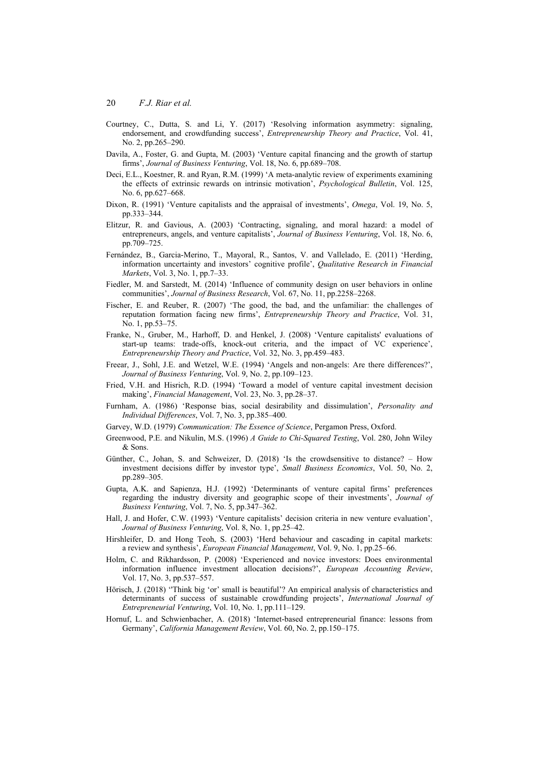Courtney, C., Dutta, S. and Li, Y. (2017) 'Resolving information asymmetry: signaling, endorsement, and crowdfunding success', *Entrepreneurship Theory and Practice*, Vol. 41, No. 2, pp.265–290.

Davila, A., Foster, G. and Gupta, M. (2003) 'Venture capital financing and the growth of startup firms', *Journal of Business Venturing*, Vol. 18, No. 6, pp.689–708.

Deci, E.L., Koestner, R. and Ryan, R.M. (1999) 'A meta-analytic review of experiments examining the effects of extrinsic rewards on intrinsic motivation', *Psychological Bulletin*, Vol. 125, No. 6, pp.627–668.

Dixon, R. (1991) 'Venture capitalists and the appraisal of investments', *Omega*, Vol. 19, No. 5, pp.333–344.

Elitzur, R. and Gavious, A. (2003) 'Contracting, signaling, and moral hazard: a model of entrepreneurs, angels, and venture capitalists', *Journal of Business Venturing*, Vol. 18, No. 6, pp.709–725.

Fernández, B., Garcia-Merino, T., Mayoral, R., Santos, V. and Vallelado, E. (2011) 'Herding, information uncertainty and investors' cognitive profile', *Qualitative Research in Financial Markets*, Vol. 3, No. 1, pp.7–33.

Fiedler, M. and Sarstedt, M. (2014) 'Influence of community design on user behaviors in online communities', *Journal of Business Research*, Vol. 67, No. 11, pp.2258–2268.

Fischer, E. and Reuber, R. (2007) 'The good, the bad, and the unfamiliar: the challenges of reputation formation facing new firms', *Entrepreneurship Theory and Practice*, Vol. 31, No. 1, pp.53–75.

Franke, N., Gruber, M., Harhoff, D. and Henkel, J. (2008) 'Venture capitalists' evaluations of start-up teams: trade-offs, knock-out criteria, and the impact of VC experience', *Entrepreneurship Theory and Practice*, Vol. 32, No. 3, pp.459–483.

Freear, J., Sohl, J.E. and Wetzel, W.E. (1994) 'Angels and non-angels: Are there differences?', *Journal of Business Venturing*, Vol. 9, No. 2, pp.109–123.

Fried, V.H. and Hisrich, R.D. (1994) 'Toward a model of venture capital investment decision making', *Financial Management*, Vol. 23, No. 3, pp.28–37.

Furnham, A. (1986) 'Response bias, social desirability and dissimulation', *Personality and Individual Differences*, Vol. 7, No. 3, pp.385–400.

Garvey, W.D. (1979) *Communication: The Essence of Science*, Pergamon Press, Oxford.

Greenwood, P.E. and Nikulin, M.S. (1996) *A Guide to Chi-Squared Testing*, Vol. 280, John Wiley & Sons.

Günther, C., Johan, S. and Schweizer, D. (2018) 'Is the crowdsensitive to distance? – How investment decisions differ by investor type', *Small Business Economics*, Vol. 50, No. 2, pp.289–305.

Gupta, A.K. and Sapienza, H.J. (1992) 'Determinants of venture capital firms' preferences regarding the industry diversity and geographic scope of their investments', *Journal of Business Venturing*, Vol. 7, No. 5, pp.347–362.

Hall, J. and Hofer, C.W. (1993) 'Venture capitalists' decision criteria in new venture evaluation', *Journal of Business Venturing*, Vol. 8, No. 1, pp.25–42.

Hirshleifer, D. and Hong Teoh, S. (2003) 'Herd behaviour and cascading in capital markets: a review and synthesis', *European Financial Management*, Vol. 9, No. 1, pp.25–66.

Holm, C. and Rikhardsson, P. (2008) 'Experienced and novice investors: Does environmental information influence investment allocation decisions?', *European Accounting Review*, Vol. 17, No. 3, pp.537–557.

Hörisch, J. (2018) ''Think big 'or' small is beautiful'? An empirical analysis of characteristics and determinants of success of sustainable crowdfunding projects', *International Journal of Entrepreneurial Venturing*, Vol. 10, No. 1, pp.111–129.

Hornuf, L. and Schwienbacher, A. (2018) 'Internet-based entrepreneurial finance: lessons from Germany', *California Management Review*, Vol. 60, No. 2, pp.150–175.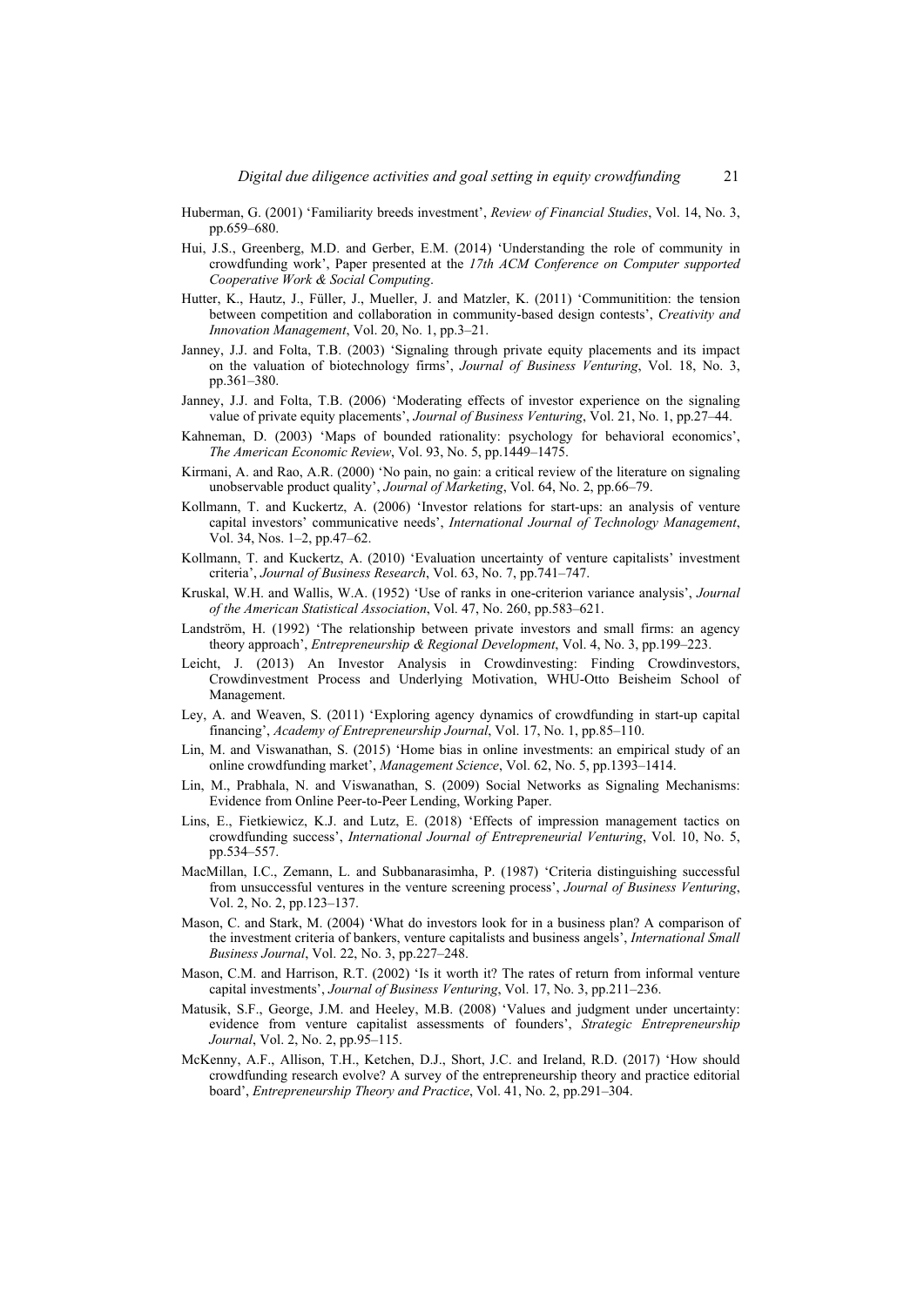Huberman, G. (2001) 'Familiarity breeds investment', *Review of Financial Studies*, Vol. 14, No. 3, pp.659–680.

Hui, J.S., Greenberg, M.D. and Gerber, E.M. (2014) 'Understanding the role of community in crowdfunding work', Paper presented at the *17th ACM Conference on Computer supported Cooperative Work & Social Computing*.

Hutter, K., Hautz, J., Füller, J., Mueller, J. and Matzler, K. (2011) 'Communitition: the tension between competition and collaboration in community-based design contests', *Creativity and Innovation Management*, Vol. 20, No. 1, pp.3–21.

Janney, J.J. and Folta, T.B. (2003) 'Signaling through private equity placements and its impact on the valuation of biotechnology firms', *Journal of Business Venturing*, Vol. 18, No. 3, pp.361–380.

Janney, J.J. and Folta, T.B. (2006) 'Moderating effects of investor experience on the signaling value of private equity placements', *Journal of Business Venturing*, Vol. 21, No. 1, pp.27–44.

Kahneman, D. (2003) 'Maps of bounded rationality: psychology for behavioral economics', *The American Economic Review*, Vol. 93, No. 5, pp.1449–1475.

Kirmani, A. and Rao, A.R. (2000) 'No pain, no gain: a critical review of the literature on signaling unobservable product quality', *Journal of Marketing*, Vol. 64, No. 2, pp.66–79.

Kollmann, T. and Kuckertz, A. (2006) 'Investor relations for start-ups: an analysis of venture capital investors' communicative needs', *International Journal of Technology Management*, Vol. 34, Nos. 1–2, pp.47–62.

Kollmann, T. and Kuckertz, A. (2010) 'Evaluation uncertainty of venture capitalists' investment criteria', *Journal of Business Research*, Vol. 63, No. 7, pp.741–747.

Kruskal, W.H. and Wallis, W.A. (1952) 'Use of ranks in one-criterion variance analysis', *Journal of the American Statistical Association*, Vol. 47, No. 260, pp.583–621.

Landström, H. (1992) 'The relationship between private investors and small firms: an agency theory approach', *Entrepreneurship & Regional Development*, Vol. 4, No. 3, pp.199–223.

Leicht, J. (2013) An Investor Analysis in Crowdinvesting: Finding Crowdinvestors, Crowdinvestment Process and Underlying Motivation, WHU-Otto Beisheim School of Management.

Ley, A. and Weaven, S. (2011) 'Exploring agency dynamics of crowdfunding in start-up capital financing', *Academy of Entrepreneurship Journal*, Vol. 17, No. 1, pp.85–110.

Lin, M. and Viswanathan, S. (2015) 'Home bias in online investments: an empirical study of an online crowdfunding market', *Management Science*, Vol. 62, No. 5, pp.1393–1414.

Lin, M., Prabhala, N. and Viswanathan, S. (2009) Social Networks as Signaling Mechanisms: Evidence from Online Peer-to-Peer Lending, Working Paper.

Lins, E., Fietkiewicz, K.J. and Lutz, E. (2018) 'Effects of impression management tactics on crowdfunding success', *International Journal of Entrepreneurial Venturing*, Vol. 10, No. 5, pp.534–557.

MacMillan, I.C., Zemann, L. and Subbanarasimha, P. (1987) 'Criteria distinguishing successful from unsuccessful ventures in the venture screening process', *Journal of Business Venturing*, Vol. 2, No. 2, pp.123–137.

Mason, C. and Stark, M. (2004) 'What do investors look for in a business plan? A comparison of the investment criteria of bankers, venture capitalists and business angels', *International Small Business Journal*, Vol. 22, No. 3, pp.227–248.

Mason, C.M. and Harrison, R.T. (2002) 'Is it worth it? The rates of return from informal venture capital investments', *Journal of Business Venturing*, Vol. 17, No. 3, pp.211–236.

Matusik, S.F., George, J.M. and Heeley, M.B. (2008) 'Values and judgment under uncertainty: evidence from venture capitalist assessments of founders', *Strategic Entrepreneurship Journal*, Vol. 2, No. 2, pp.95–115.

McKenny, A.F., Allison, T.H., Ketchen, D.J., Short, J.C. and Ireland, R.D. (2017) 'How should crowdfunding research evolve? A survey of the entrepreneurship theory and practice editorial board', *Entrepreneurship Theory and Practice*, Vol. 41, No. 2, pp.291–304.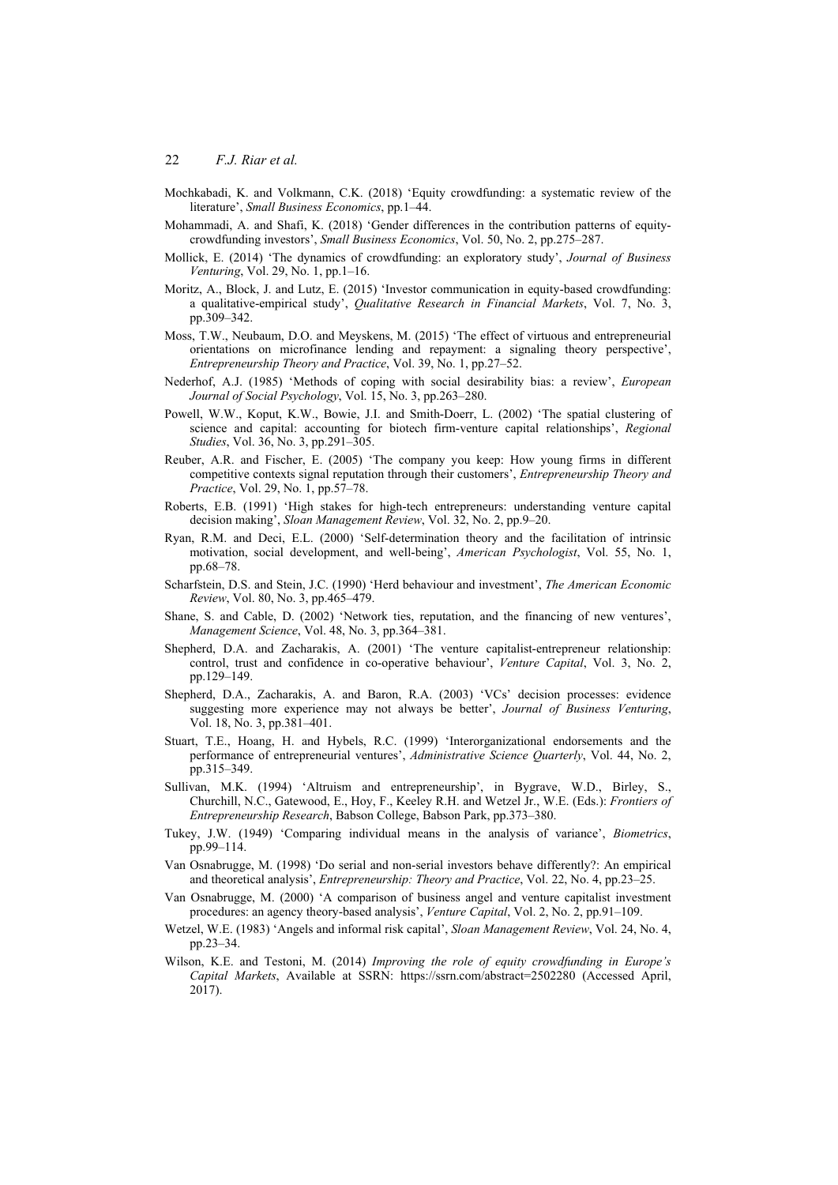Mochkabadi, K. and Volkmann, C.K. (2018) 'Equity crowdfunding: a systematic review of the literature', *Small Business Economics*, pp.1–44.

Mohammadi, A. and Shafi, K. (2018) 'Gender differences in the contribution patterns of equity-crowdfunding investors', *Small Business Economics*, Vol. 50, No. 2, pp.275–287.

Mollick, E. (2014) 'The dynamics of crowdfunding: an exploratory study', *Journal of Business Venturing*, Vol. 29, No. 1, pp.1–16.

Moritz, A., Block, J. and Lutz, E. (2015) 'Investor communication in equity-based crowdfunding: a qualitative-empirical study', *Qualitative Research in Financial Markets*, Vol. 7, No. 3, pp.309–342.

Moss, T.W., Neubaum, D.O. and Meyskens, M. (2015) 'The effect of virtuous and entrepreneurial orientations on microfinance lending and repayment: a signaling theory perspective', *Entrepreneurship Theory and Practice*, Vol. 39, No. 1, pp.27–52.

Nederhof, A.J. (1985) 'Methods of coping with social desirability bias: a review', *European Journal of Social Psychology*, Vol. 15, No. 3, pp.263–280.

Powell, W.W., Koput, K.W., Bowie, J.I. and Smith-Doerr, L. (2002) 'The spatial clustering of science and capital: accounting for biotech firm-venture capital relationships', *Regional Studies*, Vol. 36, No. 3, pp.291–305.

Reuber, A.R. and Fischer, E. (2005) 'The company you keep: How young firms in different competitive contexts signal reputation through their customers', *Entrepreneurship Theory and Practice*, Vol. 29, No. 1, pp.57–78.

Roberts, E.B. (1991) 'High stakes for high-tech entrepreneurs: understanding venture capital decision making', *Sloan Management Review*, Vol. 32, No. 2, pp.9–20.

Ryan, R.M. and Deci, E.L. (2000) 'Self-determination theory and the facilitation of intrinsic motivation, social development, and well-being', *American Psychologist*, Vol. 55, No. 1, pp.68–78.

Scharfstein, D.S. and Stein, J.C. (1990) 'Herd behaviour and investment', *The American Economic Review*, Vol. 80, No. 3, pp.465–479.

Shane, S. and Cable, D. (2002) 'Network ties, reputation, and the financing of new ventures', *Management Science*, Vol. 48, No. 3, pp.364–381.

Shepherd, D.A. and Zacharakis, A. (2001) 'The venture capitalist-entrepreneur relationship: control, trust and confidence in co-operative behaviour', *Venture Capital*, Vol. 3, No. 2, pp.129–149.

Shepherd, D.A., Zacharakis, A. and Baron, R.A. (2003) 'VCs' decision processes: evidence suggesting more experience may not always be better', *Journal of Business Venturing*, Vol. 18, No. 3, pp.381–401.

Stuart, T.E., Hoang, H. and Hybels, R.C. (1999) 'Interorganizational endorsements and the performance of entrepreneurial ventures', *Administrative Science Quarterly*, Vol. 44, No. 2, pp.315–349.

Sullivan, M.K. (1994) 'Altruism and entrepreneurship', in Bygrave, W.D., Birley, S., Churchill, N.C., Gatewood, E., Hoy, F., Keeley R.H. and Wetzel Jr., W.E. (Eds.): *Frontiers of Entrepreneurship Research*, Babson College, Babson Park, pp.373–380.

Tukey, J.W. (1949) 'Comparing individual means in the analysis of variance', *Biometrics*, pp.99–114.

Van Osnabrugge, M. (1998) 'Do serial and non-serial investors behave differently?: An empirical and theoretical analysis', *Entrepreneurship: Theory and Practice*, Vol. 22, No. 4, pp.23–25.

Van Osnabrugge, M. (2000) 'A comparison of business angel and venture capitalist investment procedures: an agency theory-based analysis', *Venture Capital*, Vol. 2, No. 2, pp.91–109.

Wetzel, W.E. (1983) 'Angels and informal risk capital', *Sloan Management Review*, Vol. 24, No. 4, pp.23–34.

Wilson, K.E. and Testoni, M. (2014) *Improving the role of equity crowdfunding in Europe's Capital Markets*, Available at SSRN: https://ssrn.com/abstract=2502280 (Accessed April, 2017).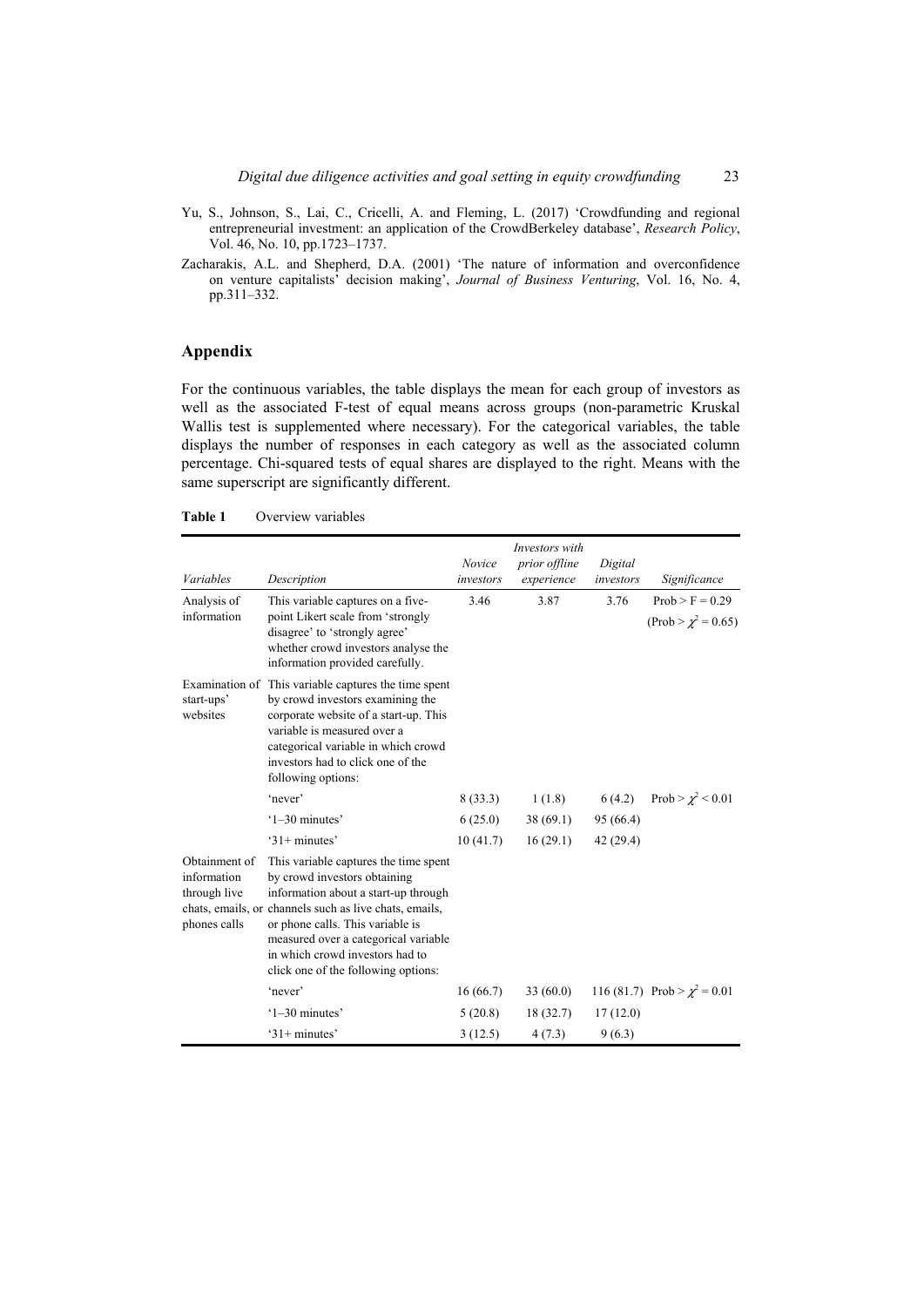Yu, S., Johnson, S., Lai, C., Cricelli, A. and Fleming, L. (2017) 'Crowdfunding and regional entrepreneurial investment: an application of the CrowdBerkeley database', *Research Policy*, Vol. 46, No. 10, pp.1723–1737.

Zacharakis, A.L. and Shepherd, D.A. (2001) 'The nature of information and overconfidence on venture capitalists' decision making', *Journal of Business Venturing*, Vol. 16, No. 4, pp.311–332.

## Appendix

For the continuous variables, the table displays the mean for each group of investors as well as the associated F-test of equal means across groups (non-parametric Kruskal Wallis test is supplemented where necessary). For the categorical variables, the table displays the number of responses in each category as well as the associated column percentage. Chi-squared tests of equal shares are displayed to the right. Means with the same superscript are significantly different.

**Table 1** Overview variables

| *Variables* | *Description* | *Novice investors* | *Investors with prior offline experience* | *Digital investors* | *Significance* |
|---|---|---|---|---|---|
| Analysis of information | This variable captures on a five-point Likert scale from 'strongly disagree' to 'strongly agree' whether crowd investors analyse the information provided carefully. | 3.46 | 3.87 | 3.76 | Prob > F = 0.29 (Prob > $\chi^2$ = 0.65) |
| Examination of start-ups' websites | This variable captures the time spent by crowd investors examining the corporate website of a start-up. This variable is measured over a categorical variable in which crowd investors had to click one of the following options: | | | | |
| | 'never' | 8 (33.3) | 1 (1.8) | 6 (4.2) | Prob > $\chi^2$ < 0.01 |
| | '1–30 minutes' | 6 (25.0) | 38 (69.1) | 95 (66.4) | |
| | '31+ minutes' | 10 (41.7) | 16 (29.1) | 42 (29.4) | |
| Obtainment of information through live chats, emails, or phones calls | This variable captures the time spent by crowd investors obtaining information about a start-up through channels such as live chats, emails, or phone calls. This variable is measured over a categorical variable in which crowd investors had to click one of the following options: | | | | |
| | 'never' | 16 (66.7) | 33 (60.0) | 116 (81.7) | Prob > $\chi^2$ = 0.01 |
| | '1–30 minutes' | 5 (20.8) | 18 (32.7) | 17 (12.0) | |
| | '31+ minutes' | 3 (12.5) | 4 (7.3) | 9 (6.3) | |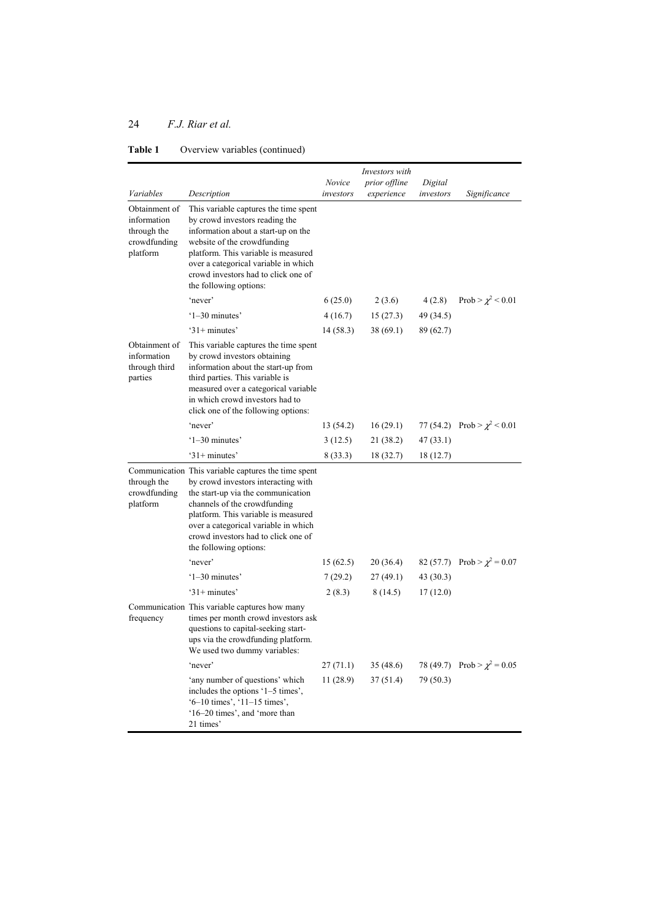**Table 1** Overview variables (continued)

| *Variables* | *Description* | *Novice investors* | *Investors with prior offline experience* | *Digital investors* | *Significance* |
|---|---|---|---|---|---|
| Obtainment of information through the crowdfunding platform | This variable captures the time spent by crowd investors reading the information about a start-up on the website of the crowdfunding platform. This variable is measured over a categorical variable in which crowd investors had to click one of the following options: | | | | |
| | 'never' | 6 (25.0) | 2 (3.6) | 4 (2.8) | Prob > $\chi^2$ < 0.01 |
| | '1–30 minutes' | 4 (16.7) | 15 (27.3) | 49 (34.5) | |
| | '31+ minutes' | 14 (58.3) | 38 (69.1) | 89 (62.7) | |
| Obtainment of information through third parties | This variable captures the time spent by crowd investors obtaining information about the start-up from third parties. This variable is measured over a categorical variable in which crowd investors had to click one of the following options: | | | | |
| | 'never' | 13 (54.2) | 16 (29.1) | 77 (54.2) | Prob > $\chi^2$ < 0.01 |
| | '1–30 minutes' | 3 (12.5) | 21 (38.2) | 47 (33.1) | |
| | '31+ minutes' | 8 (33.3) | 18 (32.7) | 18 (12.7) | |
| Communication through the crowdfunding platform | This variable captures the time spent by crowd investors interacting with the start-up via the communication channels of the crowdfunding platform. This variable is measured over a categorical variable in which crowd investors had to click one of the following options: | | | | |
| | 'never' | 15 (62.5) | 20 (36.4) | 82 (57.7) | Prob > $\chi^2$ = 0.07 |
| | '1–30 minutes' | 7 (29.2) | 27 (49.1) | 43 (30.3) | |
| | '31+ minutes' | 2 (8.3) | 8 (14.5) | 17 (12.0) | |
| Communication frequency | This variable captures how many times per month crowd investors ask questions to capital-seeking start-ups via the crowdfunding platform. We used two dummy variables: | | | | |
| | 'never' | 27 (71.1) | 35 (48.6) | 78 (49.7) | Prob > $\chi^2$ = 0.05 |
| | 'any number of questions' which includes the options '1–5 times', '6–10 times', '11–15 times', '16–20 times', and 'more than 21 times' | 11 (28.9) | 37 (51.4) | 79 (50.3) | |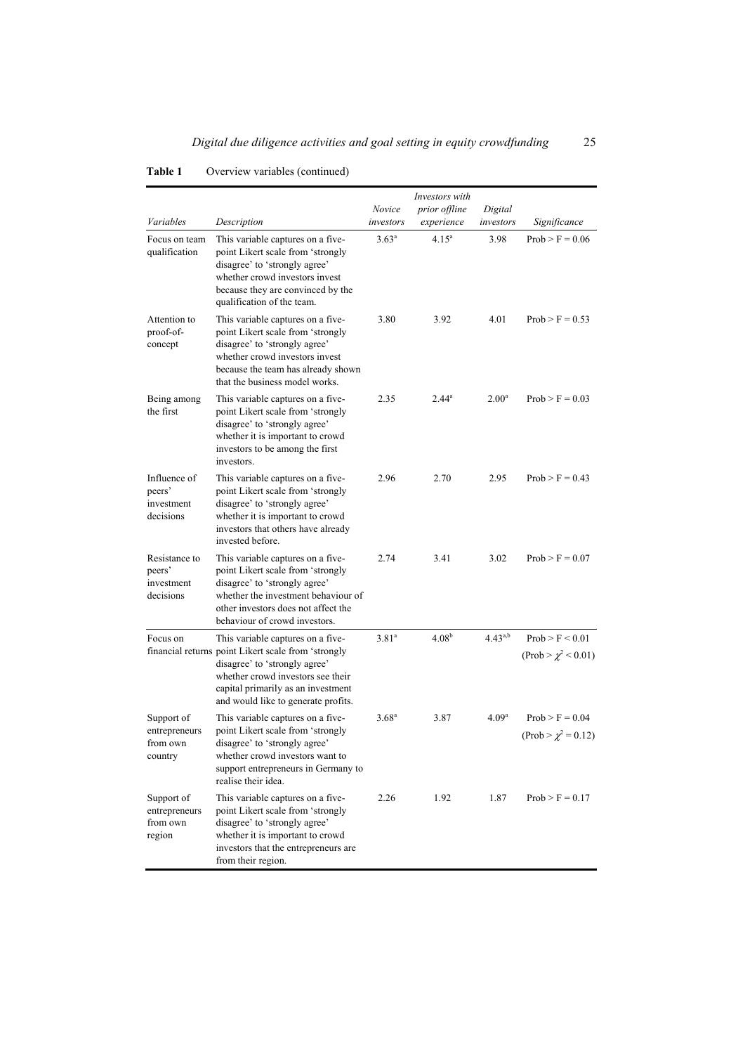**Table 1** Overview variables (continued)

| *Variables* | *Description* | *Novice investors* | *Investors with prior offline experience* | *Digital investors* | *Significance* |
|---|---|---|---|---|---|
| Focus on team qualification | This variable captures on a five-point Likert scale from 'strongly disagree' to 'strongly agree' whether crowd investors invest because they are convinced by the qualification of the team. | 3.63[a] | 4.15[a] | 3.98 | Prob > F = 0.06 |
| Attention to proof-of-concept | This variable captures on a five-point Likert scale from 'strongly disagree' to 'strongly agree' whether crowd investors invest because the team has already shown that the business model works. | 3.80 | 3.92 | 4.01 | Prob > F = 0.53 |
| Being among the first | This variable captures on a five-point Likert scale from 'strongly disagree' to 'strongly agree' whether it is important to crowd investors to be among the first investors. | 2.35 | 2.44[a] | 2.00[a] | Prob > F = 0.03 |
| Influence of peers' investment decisions | This variable captures on a five-point Likert scale from 'strongly disagree' to 'strongly agree' whether it is important to crowd investors that others have already invested before. | 2.96 | 2.70 | 2.95 | Prob > F = 0.43 |
| Resistance to peers' investment decisions | This variable captures on a five-point Likert scale from 'strongly disagree' to 'strongly agree' whether the investment behaviour of other investors does not affect the behaviour of crowd investors. | 2.74 | 3.41 | 3.02 | Prob > F = 0.07 |
| Focus on financial returns | This variable captures on a five-point Likert scale from 'strongly disagree' to 'strongly agree' whether crowd investors see their capital primarily as an investment and would like to generate profits. | 3.81[a] | 4.08[b] | 4.43[a,b] | Prob > F < 0.01 (Prob > $\chi^2$ < 0.01) |
| Support of entrepreneurs from own country | This variable captures on a five-point Likert scale from 'strongly disagree' to 'strongly agree' whether crowd investors want to support entrepreneurs in Germany to realise their idea. | 3.68[a] | 3.87 | 4.09[a] | Prob > F = 0.04 (Prob > $\chi^2$ = 0.12) |
| Support of entrepreneurs from own region | This variable captures on a five-point Likert scale from 'strongly disagree' to 'strongly agree' whether it is important to crowd investors that the entrepreneurs are from their region. | 2.26 | 1.92 | 1.87 | Prob > F = 0.17 |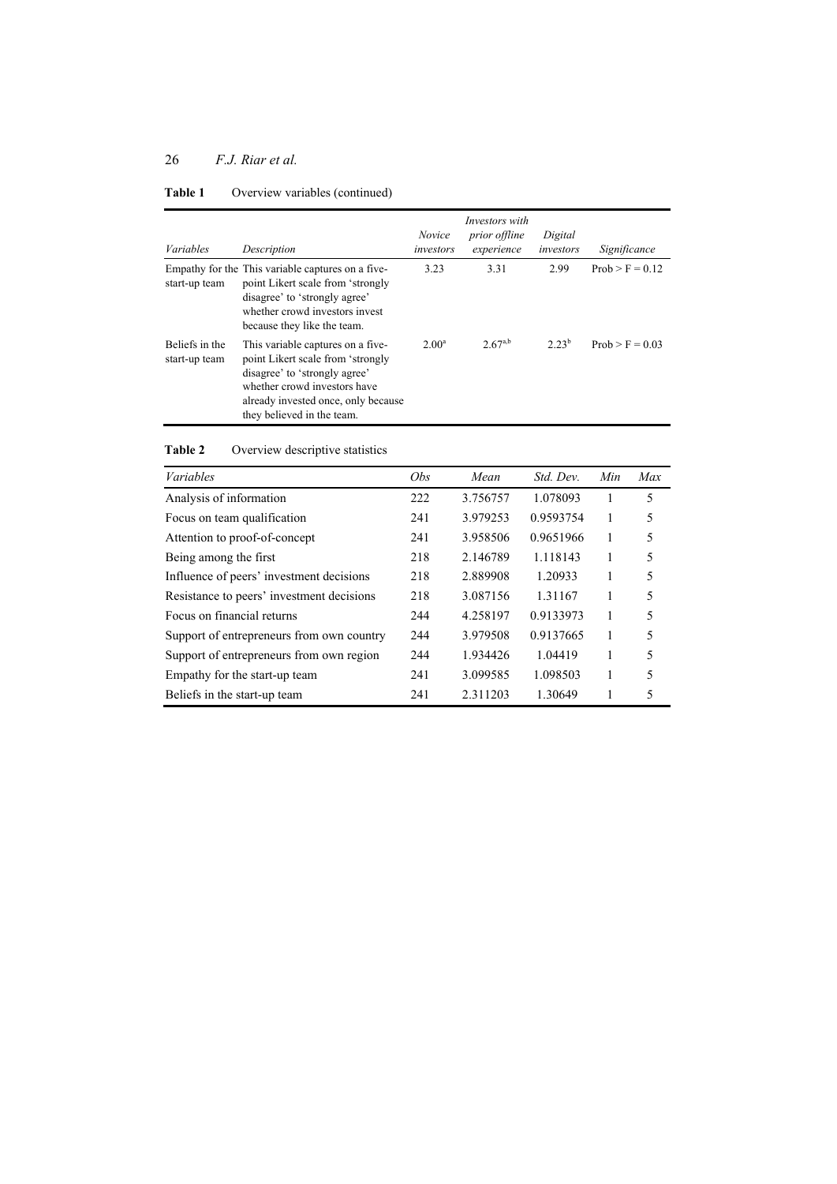**Table 1** Overview variables (continued)

| *Variables* | *Description* | *Novice investors* | *Investors with prior offline experience* | *Digital investors* | *Significance* |
|---|---|---|---|---|---|
| Empathy for the start-up team | This variable captures on a five-point Likert scale from 'strongly disagree' to 'strongly agree' whether crowd investors invest because they like the team. | 3.23 | 3.31 | 2.99 | Prob > F = 0.12 |
| Beliefs in the start-up team | This variable captures on a five-point Likert scale from 'strongly disagree' to 'strongly agree' whether crowd investors have already invested once, only because they believed in the team. | $2.00^{a}$ | $2.67^{a,b}$ | $2.23^{b}$ | Prob > F = 0.03 |

**Table 2** Overview descriptive statistics

| *Variables* | *Obs* | *Mean* | *Std. Dev.* | *Min* | *Max* |
|---|---|---|---|---|---|
| Analysis of information | 222 | 3.756757 | 1.078093 | 1 | 5 |
| Focus on team qualification | 241 | 3.979253 | 0.9593754 | 1 | 5 |
| Attention to proof-of-concept | 241 | 3.958506 | 0.9651966 | 1 | 5 |
| Being among the first | 218 | 2.146789 | 1.118143 | 1 | 5 |
| Influence of peers' investment decisions | 218 | 2.889908 | 1.20933 | 1 | 5 |
| Resistance to peers' investment decisions | 218 | 3.087156 | 1.31167 | 1 | 5 |
| Focus on financial returns | 244 | 4.258197 | 0.9133973 | 1 | 5 |
| Support of entrepreneurs from own country | 244 | 3.979508 | 0.9137665 | 1 | 5 |
| Support of entrepreneurs from own region | 244 | 1.934426 | 1.04419 | 1 | 5 |
| Empathy for the start-up team | 241 | 3.099585 | 1.098503 | 1 | 5 |
| Beliefs in the start-up team | 241 | 2.311203 | 1.30649 | 1 | 5 |